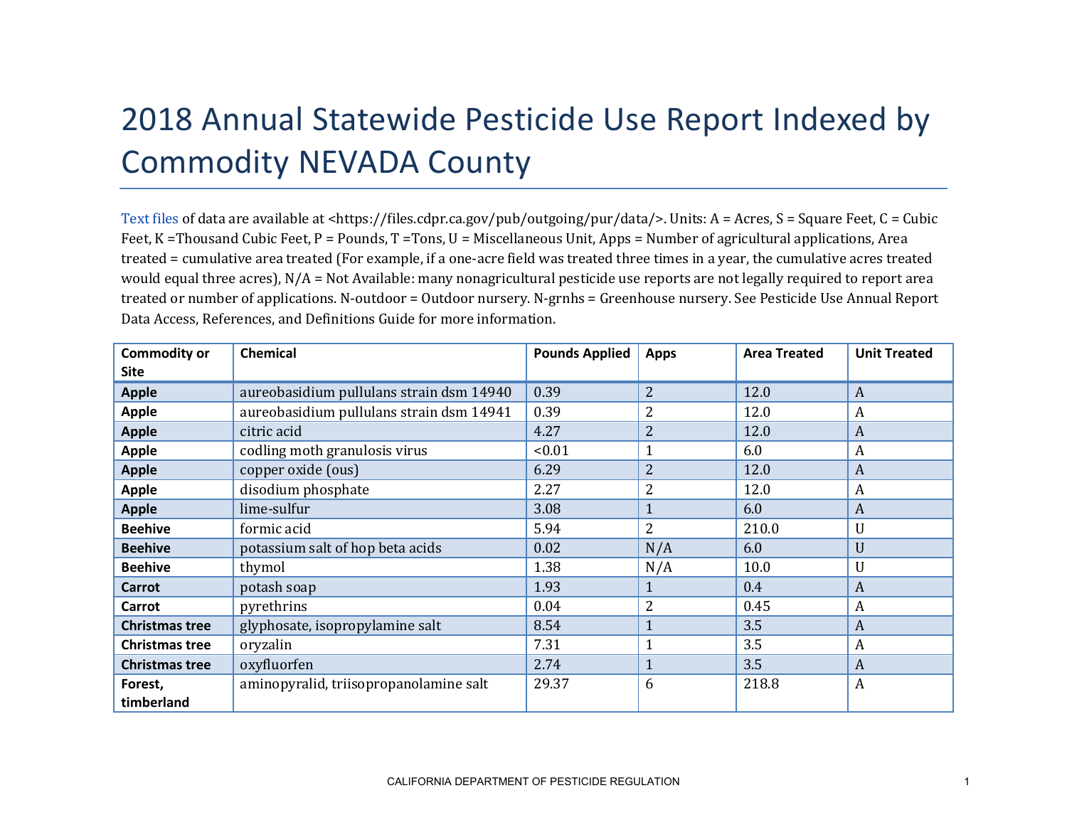# 2018 Annual Statewide Pesticide Use Report Indexed by Commodity NEVADA County

Text files of data are available at <https://files.cdpr.ca.gov/pub/outgoing/pur/data/>. Units: A = Acres, S = Square Feet, C = Cubic Feet, K =Thousand Cubic Feet, P = Pounds, T =Tons, U = Miscellaneous Unit, Apps = Number of agricultural applications, Area treated = cumulative area treated (For example, if a one-acre field was treated three times in a year, the cumulative acres treated would equal three acres), N/A = Not Available: many nonagricultural pesticide use reports are not legally required to report area treated or number of applications. N-outdoor = Outdoor nursery. N-grnhs = Greenhouse nursery. See Pesticide Use Annual Report Data Access, References, and Definitions Guide for more information.

| Commodity or Site | Chemical | Pounds Applied | Apps | Area Treated | Unit Treated |
|---|---|---|---|---|---|
| **Apple** | aureobasidium pullulans strain dsm 14940 | 0.39 | 2 | 12.0 | A |
| **Apple** | aureobasidium pullulans strain dsm 14941 | 0.39 | 2 | 12.0 | A |
| **Apple** | citric acid | 4.27 | 2 | 12.0 | A |
| **Apple** | codling moth granulosis virus | <0.01 | 1 | 6.0 | A |
| **Apple** | copper oxide (ous) | 6.29 | 2 | 12.0 | A |
| **Apple** | disodium phosphate | 2.27 | 2 | 12.0 | A |
| **Apple** | lime-sulfur | 3.08 | 1 | 6.0 | A |
| **Beehive** | formic acid | 5.94 | 2 | 210.0 | U |
| **Beehive** | potassium salt of hop beta acids | 0.02 | N/A | 6.0 | U |
| **Beehive** | thymol | 1.38 | N/A | 10.0 | U |
| **Carrot** | potash soap | 1.93 | 1 | 0.4 | A |
| **Carrot** | pyrethrins | 0.04 | 2 | 0.45 | A |
| **Christmas tree** | glyphosate, isopropylamine salt | 8.54 | 1 | 3.5 | A |
| **Christmas tree** | oryzalin | 7.31 | 1 | 3.5 | A |
| **Christmas tree** | oxyfluorfen | 2.74 | 1 | 3.5 | A |
| **Forest, timberland** | aminopyralid, triisopropanolamine salt | 29.37 | 6 | 218.8 | A |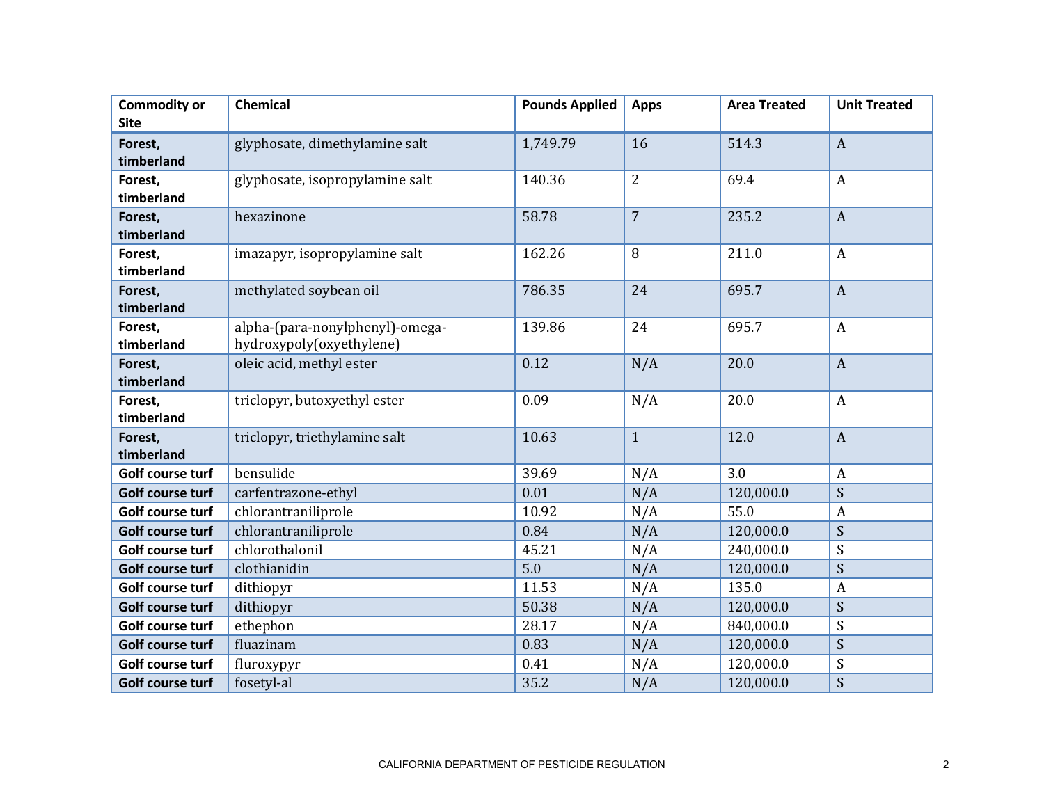| Commodity or Site | Chemical | Pounds Applied | Apps | Area Treated | Unit Treated |
|---|---|---|---|---|---|
| **Forest, timberland** | glyphosate, dimethylamine salt | 1,749.79 | 16 | 514.3 | A |
| **Forest, timberland** | glyphosate, isopropylamine salt | 140.36 | 2 | 69.4 | A |
| **Forest, timberland** | hexazinone | 58.78 | 7 | 235.2 | A |
| **Forest, timberland** | imazapyr, isopropylamine salt | 162.26 | 8 | 211.0 | A |
| **Forest, timberland** | methylated soybean oil | 786.35 | 24 | 695.7 | A |
| **Forest, timberland** | alpha-(para-nonylphenyl)-omega-hydroxypoly(oxyethylene) | 139.86 | 24 | 695.7 | A |
| **Forest, timberland** | oleic acid, methyl ester | 0.12 | N/A | 20.0 | A |
| **Forest, timberland** | triclopyr, butoxyethyl ester | 0.09 | N/A | 20.0 | A |
| **Forest, timberland** | triclopyr, triethylamine salt | 10.63 | 1 | 12.0 | A |
| **Golf course turf** | bensulide | 39.69 | N/A | 3.0 | A |
| **Golf course turf** | carfentrazone-ethyl | 0.01 | N/A | 120,000.0 | S |
| **Golf course turf** | chlorantraniliprole | 10.92 | N/A | 55.0 | A |
| **Golf course turf** | chlorantraniliprole | 0.84 | N/A | 120,000.0 | S |
| **Golf course turf** | chlorothalonil | 45.21 | N/A | 240,000.0 | S |
| **Golf course turf** | clothianidin | 5.0 | N/A | 120,000.0 | S |
| **Golf course turf** | dithiopyr | 11.53 | N/A | 135.0 | A |
| **Golf course turf** | dithiopyr | 50.38 | N/A | 120,000.0 | S |
| **Golf course turf** | ethephon | 28.17 | N/A | 840,000.0 | S |
| **Golf course turf** | fluazinam | 0.83 | N/A | 120,000.0 | S |
| **Golf course turf** | fluroxypyr | 0.41 | N/A | 120,000.0 | S |
| **Golf course turf** | fosetyl-al | 35.2 | N/A | 120,000.0 | S |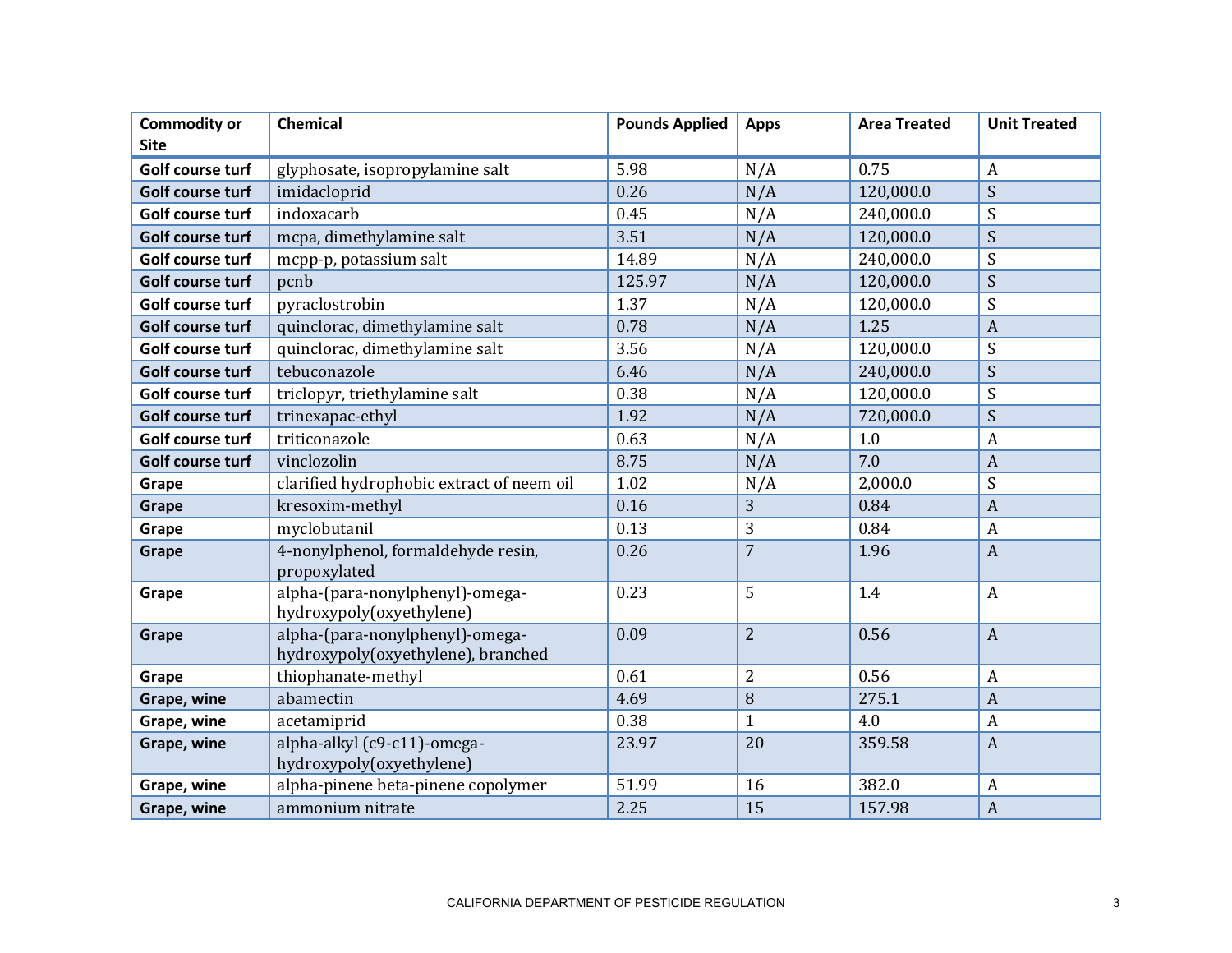| Commodity or Site | Chemical | Pounds Applied | Apps | Area Treated | Unit Treated |
|---|---|---|---|---|---|
| **Golf course turf** | glyphosate, isopropylamine salt | 5.98 | N/A | 0.75 | A |
| **Golf course turf** | imidacloprid | 0.26 | N/A | 120,000.0 | S |
| **Golf course turf** | indoxacarb | 0.45 | N/A | 240,000.0 | S |
| **Golf course turf** | mcpa, dimethylamine salt | 3.51 | N/A | 120,000.0 | S |
| **Golf course turf** | mcpp-p, potassium salt | 14.89 | N/A | 240,000.0 | S |
| **Golf course turf** | pcnb | 125.97 | N/A | 120,000.0 | S |
| **Golf course turf** | pyraclostrobin | 1.37 | N/A | 120,000.0 | S |
| **Golf course turf** | quinclorac, dimethylamine salt | 0.78 | N/A | 1.25 | A |
| **Golf course turf** | quinclorac, dimethylamine salt | 3.56 | N/A | 120,000.0 | S |
| **Golf course turf** | tebuconazole | 6.46 | N/A | 240,000.0 | S |
| **Golf course turf** | triclopyr, triethylamine salt | 0.38 | N/A | 120,000.0 | S |
| **Golf course turf** | trinexapac-ethyl | 1.92 | N/A | 720,000.0 | S |
| **Golf course turf** | triticonazole | 0.63 | N/A | 1.0 | A |
| **Golf course turf** | vinclozolin | 8.75 | N/A | 7.0 | A |
| **Grape** | clarified hydrophobic extract of neem oil | 1.02 | N/A | 2,000.0 | S |
| **Grape** | kresoxim-methyl | 0.16 | 3 | 0.84 | A |
| **Grape** | myclobutanil | 0.13 | 3 | 0.84 | A |
| **Grape** | 4-nonylphenol, formaldehyde resin, propoxylated | 0.26 | 7 | 1.96 | A |
| **Grape** | alpha-(para-nonylphenyl)-omega-hydroxypoly(oxyethylene) | 0.23 | 5 | 1.4 | A |
| **Grape** | alpha-(para-nonylphenyl)-omega-hydroxypoly(oxyethylene), branched | 0.09 | 2 | 0.56 | A |
| **Grape** | thiophanate-methyl | 0.61 | 2 | 0.56 | A |
| **Grape, wine** | abamectin | 4.69 | 8 | 275.1 | A |
| **Grape, wine** | acetamiprid | 0.38 | 1 | 4.0 | A |
| **Grape, wine** | alpha-alkyl (c9-c11)-omega-hydroxypoly(oxyethylene) | 23.97 | 20 | 359.58 | A |
| **Grape, wine** | alpha-pinene beta-pinene copolymer | 51.99 | 16 | 382.0 | A |
| **Grape, wine** | ammonium nitrate | 2.25 | 15 | 157.98 | A |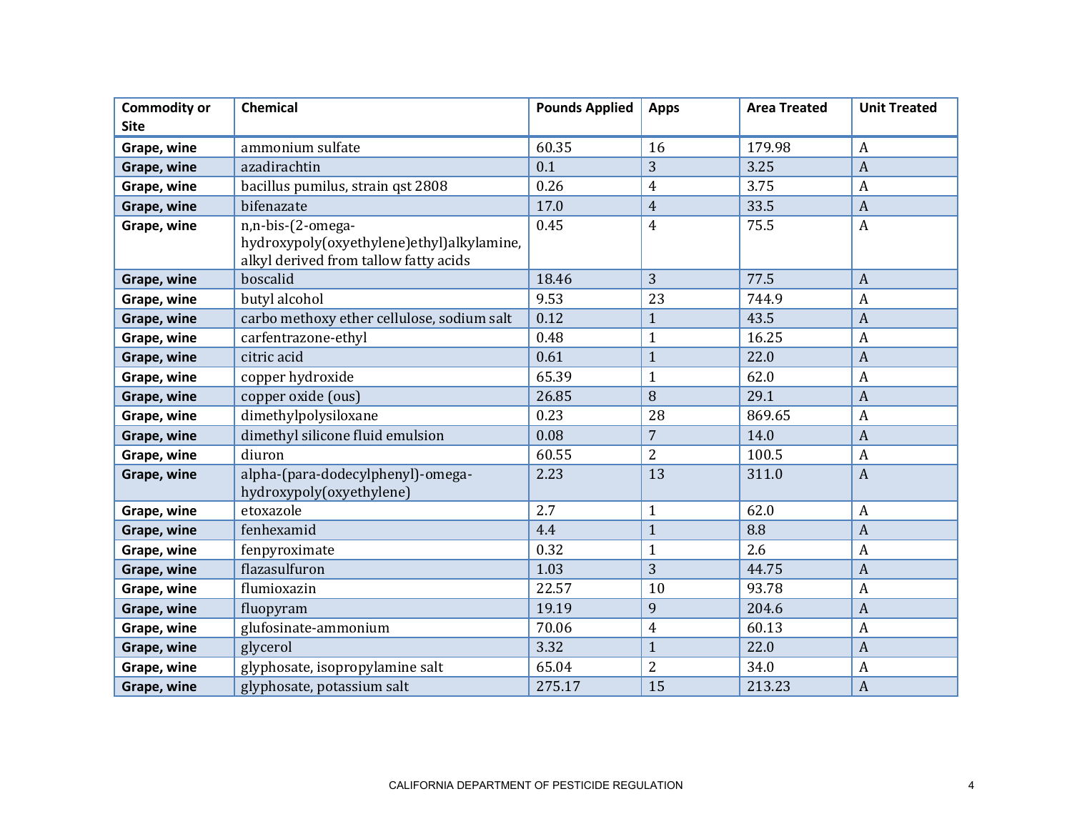| Commodity or Site | Chemical | Pounds Applied | Apps | Area Treated | Unit Treated |
|---|---|---|---|---|---|
| **Grape, wine** | ammonium sulfate | 60.35 | 16 | 179.98 | A |
| **Grape, wine** | azadirachtin | 0.1 | 3 | 3.25 | A |
| **Grape, wine** | bacillus pumilus, strain qst 2808 | 0.26 | 4 | 3.75 | A |
| **Grape, wine** | bifenazate | 17.0 | 4 | 33.5 | A |
| **Grape, wine** | n,n-bis-(2-omega-hydroxypoly(oxyethylene)ethyl)alkylamine, alkyl derived from tallow fatty acids | 0.45 | 4 | 75.5 | A |
| **Grape, wine** | boscalid | 18.46 | 3 | 77.5 | A |
| **Grape, wine** | butyl alcohol | 9.53 | 23 | 744.9 | A |
| **Grape, wine** | carbo methoxy ether cellulose, sodium salt | 0.12 | 1 | 43.5 | A |
| **Grape, wine** | carfentrazone-ethyl | 0.48 | 1 | 16.25 | A |
| **Grape, wine** | citric acid | 0.61 | 1 | 22.0 | A |
| **Grape, wine** | copper hydroxide | 65.39 | 1 | 62.0 | A |
| **Grape, wine** | copper oxide (ous) | 26.85 | 8 | 29.1 | A |
| **Grape, wine** | dimethylpolysiloxane | 0.23 | 28 | 869.65 | A |
| **Grape, wine** | dimethyl silicone fluid emulsion | 0.08 | 7 | 14.0 | A |
| **Grape, wine** | diuron | 60.55 | 2 | 100.5 | A |
| **Grape, wine** | alpha-(para-dodecylphenyl)-omega-hydroxypoly(oxyethylene) | 2.23 | 13 | 311.0 | A |
| **Grape, wine** | etoxazole | 2.7 | 1 | 62.0 | A |
| **Grape, wine** | fenhexamid | 4.4 | 1 | 8.8 | A |
| **Grape, wine** | fenpyroximate | 0.32 | 1 | 2.6 | A |
| **Grape, wine** | flazasulfuron | 1.03 | 3 | 44.75 | A |
| **Grape, wine** | flumioxazin | 22.57 | 10 | 93.78 | A |
| **Grape, wine** | fluopyram | 19.19 | 9 | 204.6 | A |
| **Grape, wine** | glufosinate-ammonium | 70.06 | 4 | 60.13 | A |
| **Grape, wine** | glycerol | 3.32 | 1 | 22.0 | A |
| **Grape, wine** | glyphosate, isopropylamine salt | 65.04 | 2 | 34.0 | A |
| **Grape, wine** | glyphosate, potassium salt | 275.17 | 15 | 213.23 | A |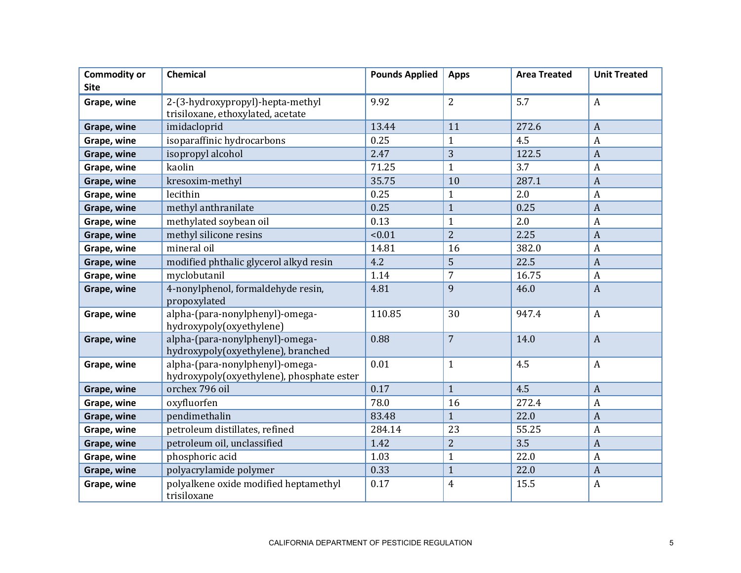| Commodity or Site | Chemical | Pounds Applied | Apps | Area Treated | Unit Treated |
|---|---|---|---|---|---|
| **Grape, wine** | 2-(3-hydroxypropyl)-hepta-methyl trisiloxane, ethoxylated, acetate | 9.92 | 2 | 5.7 | A |
| **Grape, wine** | imidacloprid | 13.44 | 11 | 272.6 | A |
| **Grape, wine** | isoparaffinic hydrocarbons | 0.25 | 1 | 4.5 | A |
| **Grape, wine** | isopropyl alcohol | 2.47 | 3 | 122.5 | A |
| **Grape, wine** | kaolin | 71.25 | 1 | 3.7 | A |
| **Grape, wine** | kresoxim-methyl | 35.75 | 10 | 287.1 | A |
| **Grape, wine** | lecithin | 0.25 | 1 | 2.0 | A |
| **Grape, wine** | methyl anthranilate | 0.25 | 1 | 0.25 | A |
| **Grape, wine** | methylated soybean oil | 0.13 | 1 | 2.0 | A |
| **Grape, wine** | methyl silicone resins | <0.01 | 2 | 2.25 | A |
| **Grape, wine** | mineral oil | 14.81 | 16 | 382.0 | A |
| **Grape, wine** | modified phthalic glycerol alkyd resin | 4.2 | 5 | 22.5 | A |
| **Grape, wine** | myclobutanil | 1.14 | 7 | 16.75 | A |
| **Grape, wine** | 4-nonylphenol, formaldehyde resin, propoxylated | 4.81 | 9 | 46.0 | A |
| **Grape, wine** | alpha-(para-nonylphenyl)-omega-hydroxypoly(oxyethylene) | 110.85 | 30 | 947.4 | A |
| **Grape, wine** | alpha-(para-nonylphenyl)-omega-hydroxypoly(oxyethylene), branched | 0.88 | 7 | 14.0 | A |
| **Grape, wine** | alpha-(para-nonylphenyl)-omega-hydroxypoly(oxyethylene), phosphate ester | 0.01 | 1 | 4.5 | A |
| **Grape, wine** | orchex 796 oil | 0.17 | 1 | 4.5 | A |
| **Grape, wine** | oxyfluorfen | 78.0 | 16 | 272.4 | A |
| **Grape, wine** | pendimethalin | 83.48 | 1 | 22.0 | A |
| **Grape, wine** | petroleum distillates, refined | 284.14 | 23 | 55.25 | A |
| **Grape, wine** | petroleum oil, unclassified | 1.42 | 2 | 3.5 | A |
| **Grape, wine** | phosphoric acid | 1.03 | 1 | 22.0 | A |
| **Grape, wine** | polyacrylamide polymer | 0.33 | 1 | 22.0 | A |
| **Grape, wine** | polyalkene oxide modified heptamethyl trisiloxane | 0.17 | 4 | 15.5 | A |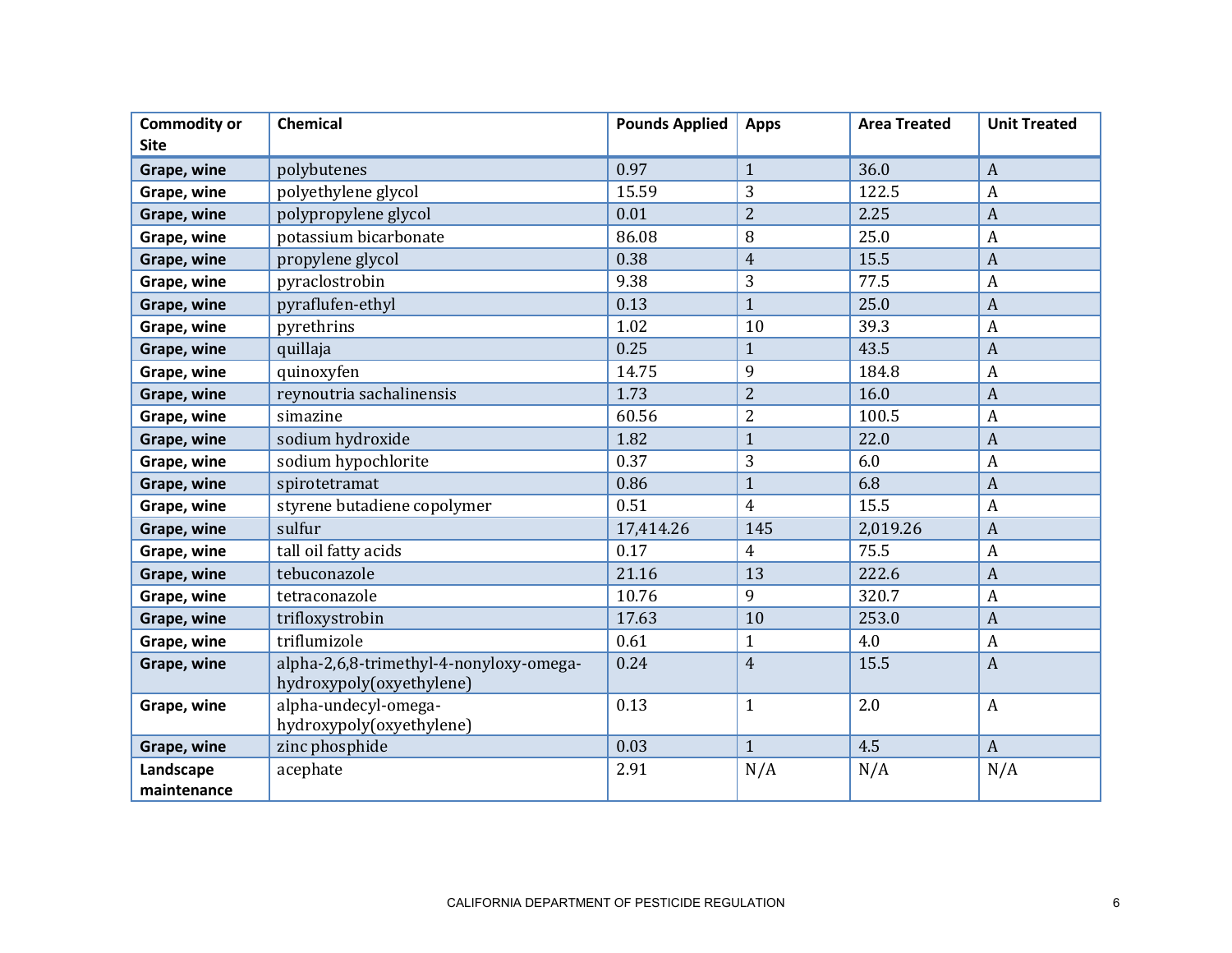| Commodity or Site | Chemical | Pounds Applied | Apps | Area Treated | Unit Treated |
|---|---|---|---|---|---|
| **Grape, wine** | polybutenes | 0.97 | 1 | 36.0 | A |
| **Grape, wine** | polyethylene glycol | 15.59 | 3 | 122.5 | A |
| **Grape, wine** | polypropylene glycol | 0.01 | 2 | 2.25 | A |
| **Grape, wine** | potassium bicarbonate | 86.08 | 8 | 25.0 | A |
| **Grape, wine** | propylene glycol | 0.38 | 4 | 15.5 | A |
| **Grape, wine** | pyraclostrobin | 9.38 | 3 | 77.5 | A |
| **Grape, wine** | pyraflufen-ethyl | 0.13 | 1 | 25.0 | A |
| **Grape, wine** | pyrethrins | 1.02 | 10 | 39.3 | A |
| **Grape, wine** | quillaja | 0.25 | 1 | 43.5 | A |
| **Grape, wine** | quinoxyfen | 14.75 | 9 | 184.8 | A |
| **Grape, wine** | reynoutria sachalinensis | 1.73 | 2 | 16.0 | A |
| **Grape, wine** | simazine | 60.56 | 2 | 100.5 | A |
| **Grape, wine** | sodium hydroxide | 1.82 | 1 | 22.0 | A |
| **Grape, wine** | sodium hypochlorite | 0.37 | 3 | 6.0 | A |
| **Grape, wine** | spirotetramat | 0.86 | 1 | 6.8 | A |
| **Grape, wine** | styrene butadiene copolymer | 0.51 | 4 | 15.5 | A |
| **Grape, wine** | sulfur | 17,414.26 | 145 | 2,019.26 | A |
| **Grape, wine** | tall oil fatty acids | 0.17 | 4 | 75.5 | A |
| **Grape, wine** | tebuconazole | 21.16 | 13 | 222.6 | A |
| **Grape, wine** | tetraconazole | 10.76 | 9 | 320.7 | A |
| **Grape, wine** | trifloxystrobin | 17.63 | 10 | 253.0 | A |
| **Grape, wine** | triflumizole | 0.61 | 1 | 4.0 | A |
| **Grape, wine** | alpha-2,6,8-trimethyl-4-nonyloxy-omega-hydroxypoly(oxyethylene) | 0.24 | 4 | 15.5 | A |
| **Grape, wine** | alpha-undecyl-omega-hydroxypoly(oxyethylene) | 0.13 | 1 | 2.0 | A |
| **Grape, wine** | zinc phosphide | 0.03 | 1 | 4.5 | A |
| **Landscape maintenance** | acephate | 2.91 | N/A | N/A | N/A |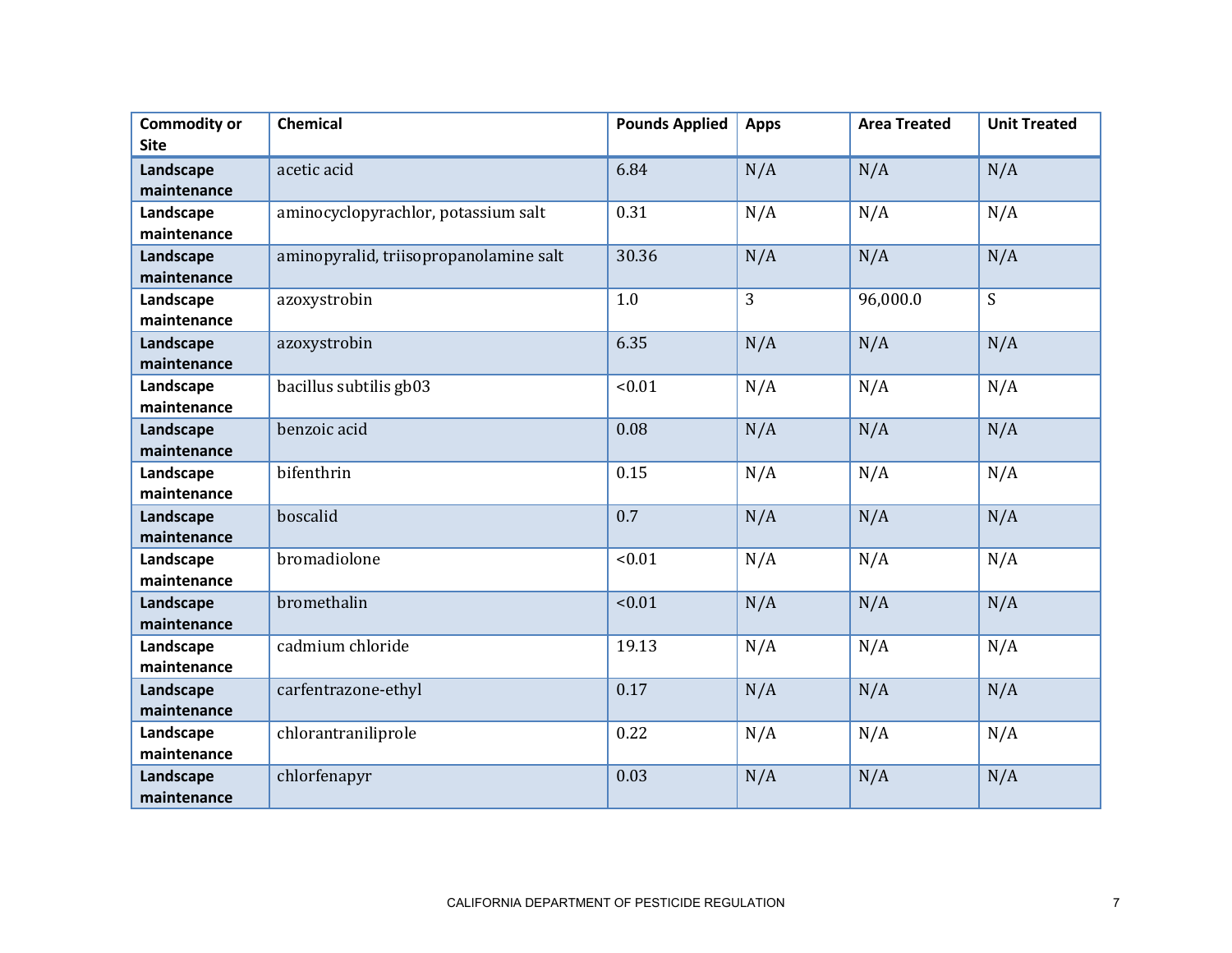| Commodity or Site | Chemical | Pounds Applied | Apps | Area Treated | Unit Treated |
|---|---|---|---|---|---|
| **Landscape maintenance** | acetic acid | 6.84 | N/A | N/A | N/A |
| **Landscape maintenance** | aminocyclopyrachlor, potassium salt | 0.31 | N/A | N/A | N/A |
| **Landscape maintenance** | aminopyralid, triisopropanolamine salt | 30.36 | N/A | N/A | N/A |
| **Landscape maintenance** | azoxystrobin | 1.0 | 3 | 96,000.0 | S |
| **Landscape maintenance** | azoxystrobin | 6.35 | N/A | N/A | N/A |
| **Landscape maintenance** | bacillus subtilis gb03 | <0.01 | N/A | N/A | N/A |
| **Landscape maintenance** | benzoic acid | 0.08 | N/A | N/A | N/A |
| **Landscape maintenance** | bifenthrin | 0.15 | N/A | N/A | N/A |
| **Landscape maintenance** | boscalid | 0.7 | N/A | N/A | N/A |
| **Landscape maintenance** | bromadiolone | <0.01 | N/A | N/A | N/A |
| **Landscape maintenance** | bromethalin | <0.01 | N/A | N/A | N/A |
| **Landscape maintenance** | cadmium chloride | 19.13 | N/A | N/A | N/A |
| **Landscape maintenance** | carfentrazone-ethyl | 0.17 | N/A | N/A | N/A |
| **Landscape maintenance** | chlorantraniliprole | 0.22 | N/A | N/A | N/A |
| **Landscape maintenance** | chlorfenapyr | 0.03 | N/A | N/A | N/A |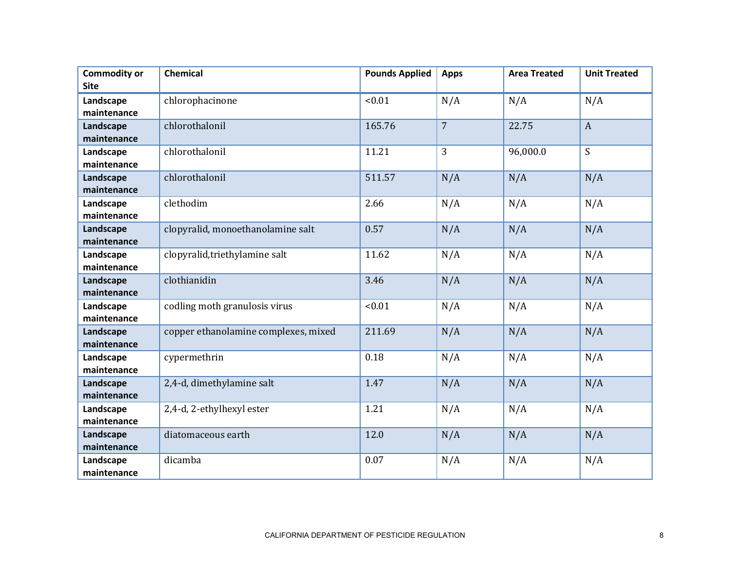| Commodity or Site | Chemical | Pounds Applied | Apps | Area Treated | Unit Treated |
|---|---|---|---|---|---|
| **Landscape maintenance** | chlorophacinone | <0.01 | N/A | N/A | N/A |
| **Landscape maintenance** | chlorothalonil | 165.76 | 7 | 22.75 | A |
| **Landscape maintenance** | chlorothalonil | 11.21 | 3 | 96,000.0 | S |
| **Landscape maintenance** | chlorothalonil | 511.57 | N/A | N/A | N/A |
| **Landscape maintenance** | clethodim | 2.66 | N/A | N/A | N/A |
| **Landscape maintenance** | clopyralid, monoethanolamine salt | 0.57 | N/A | N/A | N/A |
| **Landscape maintenance** | clopyralid,triethylamine salt | 11.62 | N/A | N/A | N/A |
| **Landscape maintenance** | clothianidin | 3.46 | N/A | N/A | N/A |
| **Landscape maintenance** | codling moth granulosis virus | <0.01 | N/A | N/A | N/A |
| **Landscape maintenance** | copper ethanolamine complexes, mixed | 211.69 | N/A | N/A | N/A |
| **Landscape maintenance** | cypermethrin | 0.18 | N/A | N/A | N/A |
| **Landscape maintenance** | 2,4-d, dimethylamine salt | 1.47 | N/A | N/A | N/A |
| **Landscape maintenance** | 2,4-d, 2-ethylhexyl ester | 1.21 | N/A | N/A | N/A |
| **Landscape maintenance** | diatomaceous earth | 12.0 | N/A | N/A | N/A |
| **Landscape maintenance** | dicamba | 0.07 | N/A | N/A | N/A |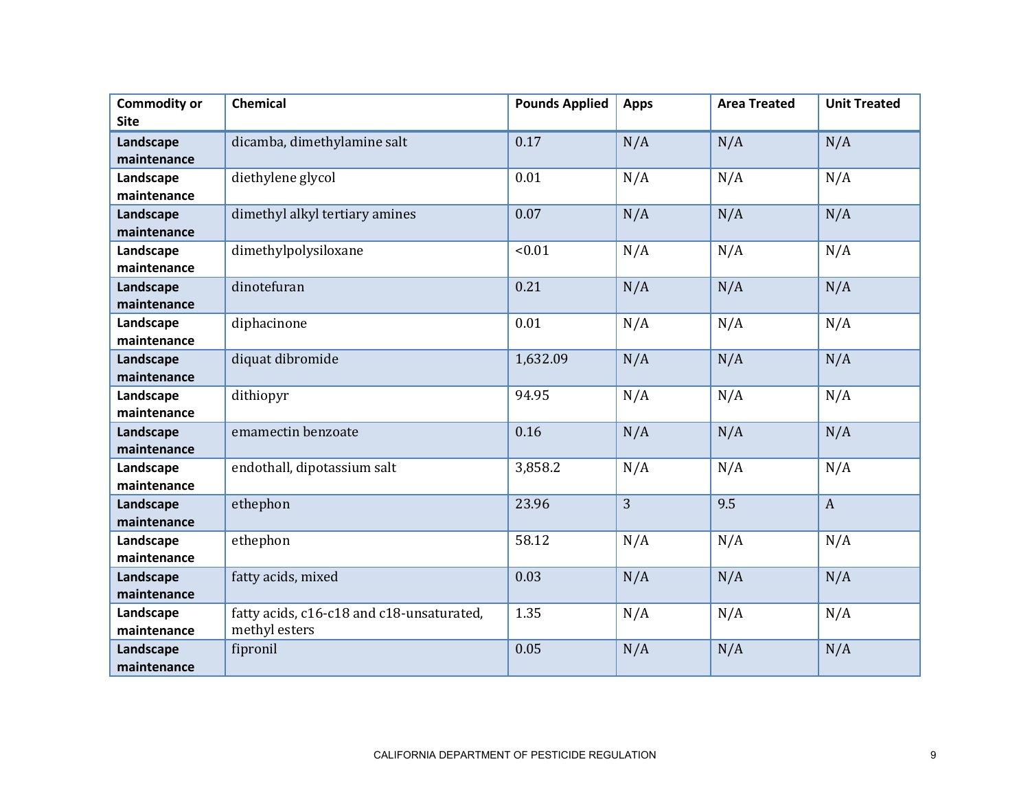| Commodity or Site | Chemical | Pounds Applied | Apps | Area Treated | Unit Treated |
|---|---|---|---|---|---|
| **Landscape maintenance** | dicamba, dimethylamine salt | 0.17 | N/A | N/A | N/A |
| **Landscape maintenance** | diethylene glycol | 0.01 | N/A | N/A | N/A |
| **Landscape maintenance** | dimethyl alkyl tertiary amines | 0.07 | N/A | N/A | N/A |
| **Landscape maintenance** | dimethylpolysiloxane | <0.01 | N/A | N/A | N/A |
| **Landscape maintenance** | dinotefuran | 0.21 | N/A | N/A | N/A |
| **Landscape maintenance** | diphacinone | 0.01 | N/A | N/A | N/A |
| **Landscape maintenance** | diquat dibromide | 1,632.09 | N/A | N/A | N/A |
| **Landscape maintenance** | dithiopyr | 94.95 | N/A | N/A | N/A |
| **Landscape maintenance** | emamectin benzoate | 0.16 | N/A | N/A | N/A |
| **Landscape maintenance** | endothall, dipotassium salt | 3,858.2 | N/A | N/A | N/A |
| **Landscape maintenance** | ethephon | 23.96 | 3 | 9.5 | A |
| **Landscape maintenance** | ethephon | 58.12 | N/A | N/A | N/A |
| **Landscape maintenance** | fatty acids, mixed | 0.03 | N/A | N/A | N/A |
| **Landscape maintenance** | fatty acids, c16-c18 and c18-unsaturated, methyl esters | 1.35 | N/A | N/A | N/A |
| **Landscape maintenance** | fipronil | 0.05 | N/A | N/A | N/A |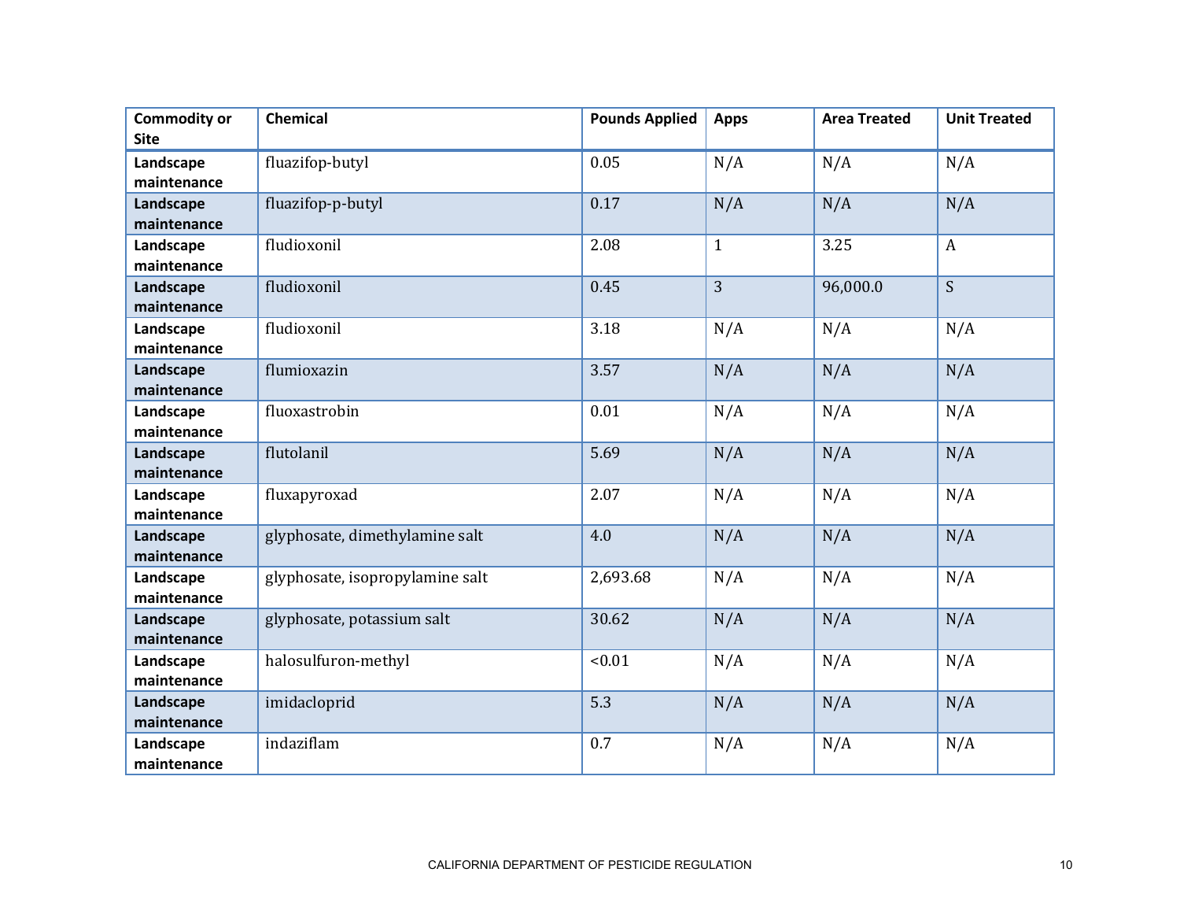| Commodity or Site | Chemical | Pounds Applied | Apps | Area Treated | Unit Treated |
|---|---|---|---|---|---|
| **Landscape maintenance** | fluazifop-butyl | 0.05 | N/A | N/A | N/A |
| **Landscape maintenance** | fluazifop-p-butyl | 0.17 | N/A | N/A | N/A |
| **Landscape maintenance** | fludioxonil | 2.08 | 1 | 3.25 | A |
| **Landscape maintenance** | fludioxonil | 0.45 | 3 | 96,000.0 | S |
| **Landscape maintenance** | fludioxonil | 3.18 | N/A | N/A | N/A |
| **Landscape maintenance** | flumioxazin | 3.57 | N/A | N/A | N/A |
| **Landscape maintenance** | fluoxastrobin | 0.01 | N/A | N/A | N/A |
| **Landscape maintenance** | flutolanil | 5.69 | N/A | N/A | N/A |
| **Landscape maintenance** | fluxapyroxad | 2.07 | N/A | N/A | N/A |
| **Landscape maintenance** | glyphosate, dimethylamine salt | 4.0 | N/A | N/A | N/A |
| **Landscape maintenance** | glyphosate, isopropylamine salt | 2,693.68 | N/A | N/A | N/A |
| **Landscape maintenance** | glyphosate, potassium salt | 30.62 | N/A | N/A | N/A |
| **Landscape maintenance** | halosulfuron-methyl | <0.01 | N/A | N/A | N/A |
| **Landscape maintenance** | imidacloprid | 5.3 | N/A | N/A | N/A |
| **Landscape maintenance** | indaziflam | 0.7 | N/A | N/A | N/A |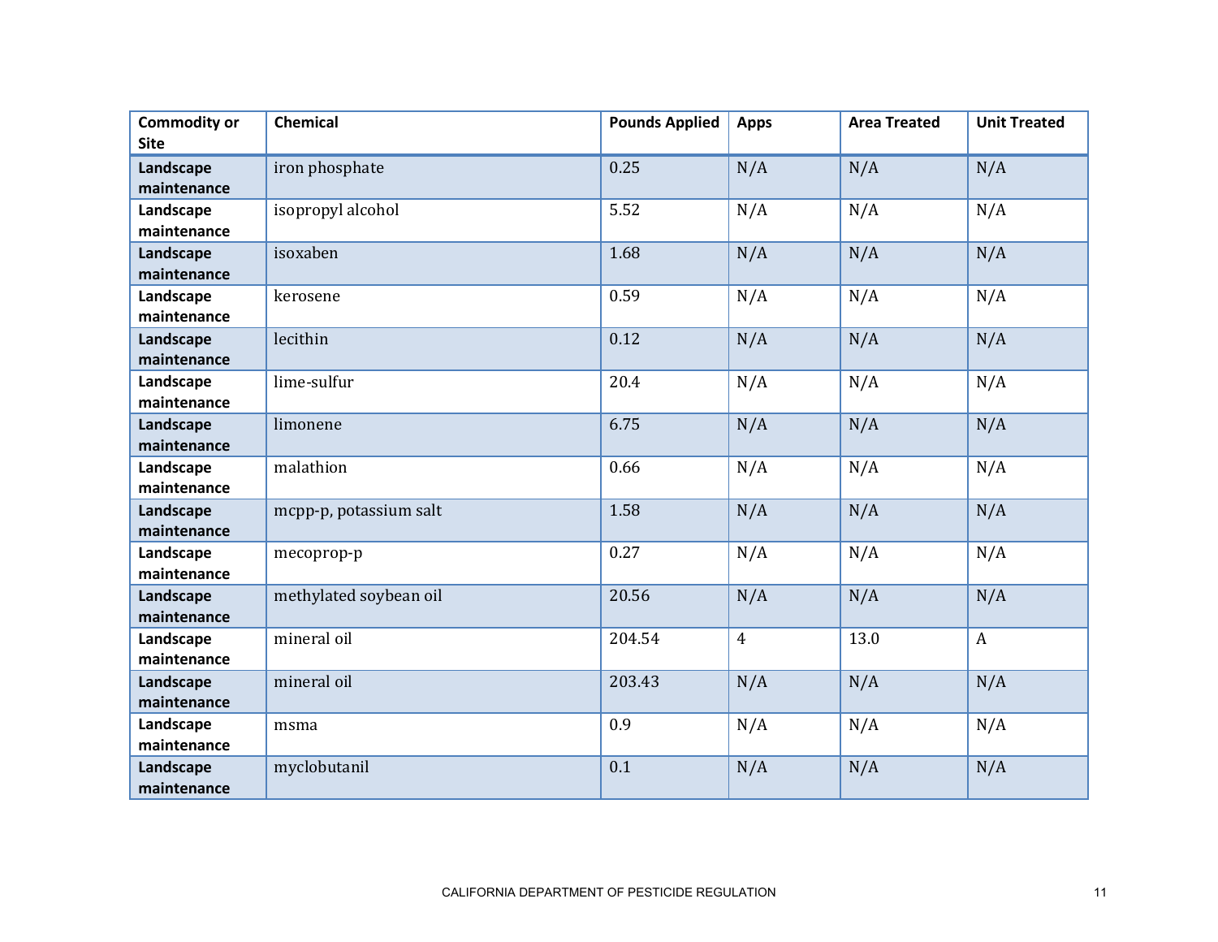| Commodity or Site | Chemical | Pounds Applied | Apps | Area Treated | Unit Treated |
|---|---|---|---|---|---|
| **Landscape maintenance** | iron phosphate | 0.25 | N/A | N/A | N/A |
| **Landscape maintenance** | isopropyl alcohol | 5.52 | N/A | N/A | N/A |
| **Landscape maintenance** | isoxaben | 1.68 | N/A | N/A | N/A |
| **Landscape maintenance** | kerosene | 0.59 | N/A | N/A | N/A |
| **Landscape maintenance** | lecithin | 0.12 | N/A | N/A | N/A |
| **Landscape maintenance** | lime-sulfur | 20.4 | N/A | N/A | N/A |
| **Landscape maintenance** | limonene | 6.75 | N/A | N/A | N/A |
| **Landscape maintenance** | malathion | 0.66 | N/A | N/A | N/A |
| **Landscape maintenance** | mcpp-p, potassium salt | 1.58 | N/A | N/A | N/A |
| **Landscape maintenance** | mecoprop-p | 0.27 | N/A | N/A | N/A |
| **Landscape maintenance** | methylated soybean oil | 20.56 | N/A | N/A | N/A |
| **Landscape maintenance** | mineral oil | 204.54 | 4 | 13.0 | A |
| **Landscape maintenance** | mineral oil | 203.43 | N/A | N/A | N/A |
| **Landscape maintenance** | msma | 0.9 | N/A | N/A | N/A |
| **Landscape maintenance** | myclobutanil | 0.1 | N/A | N/A | N/A |

CALIFORNIA DEPARTMENT OF PESTICIDE REGULATION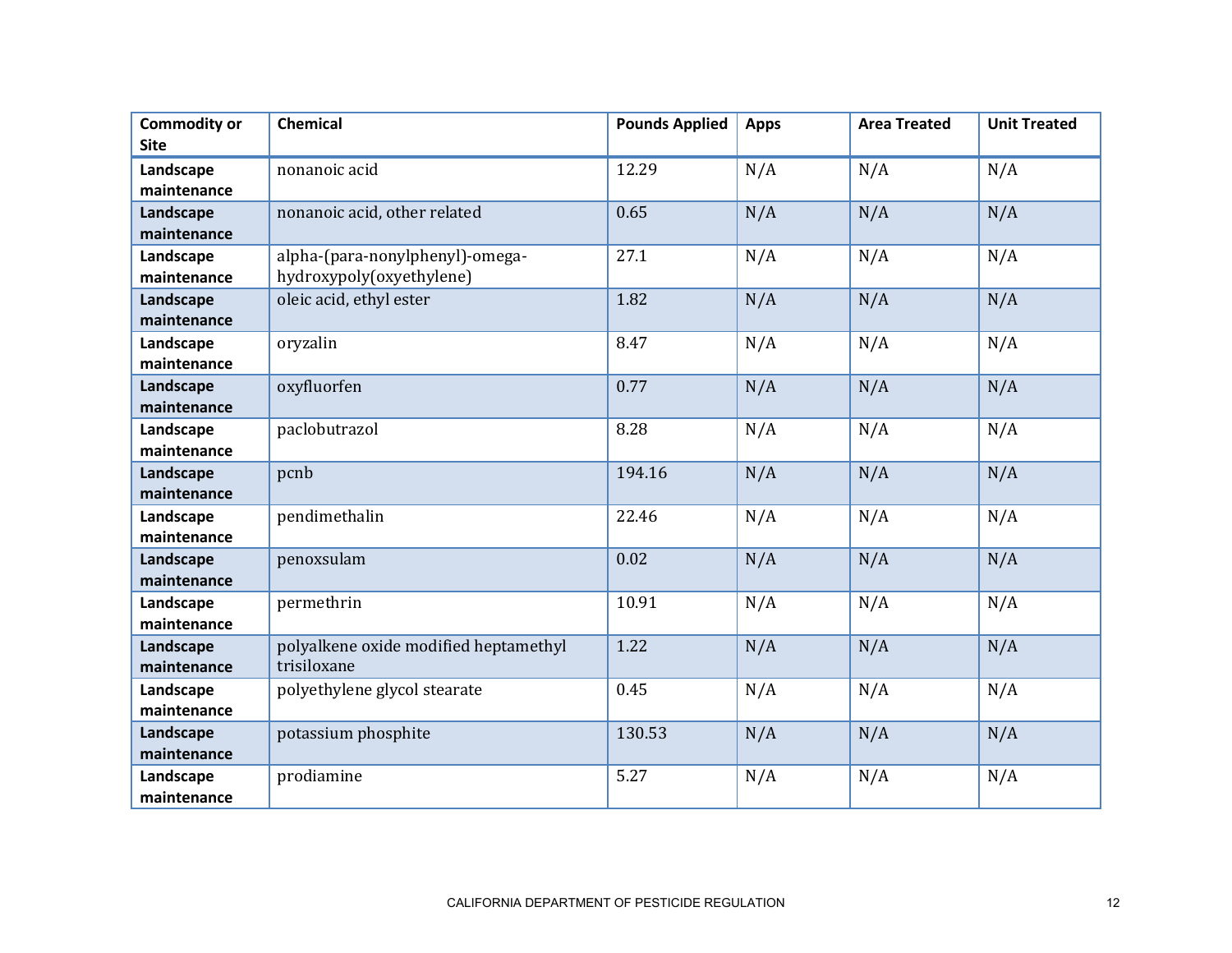| Commodity or Site | Chemical | Pounds Applied | Apps | Area Treated | Unit Treated |
|---|---|---|---|---|---|
| **Landscape maintenance** | nonanoic acid | 12.29 | N/A | N/A | N/A |
| **Landscape maintenance** | nonanoic acid, other related | 0.65 | N/A | N/A | N/A |
| **Landscape maintenance** | alpha-(para-nonylphenyl)-omega-hydroxypoly(oxyethylene) | 27.1 | N/A | N/A | N/A |
| **Landscape maintenance** | oleic acid, ethyl ester | 1.82 | N/A | N/A | N/A |
| **Landscape maintenance** | oryzalin | 8.47 | N/A | N/A | N/A |
| **Landscape maintenance** | oxyfluorfen | 0.77 | N/A | N/A | N/A |
| **Landscape maintenance** | paclobutrazol | 8.28 | N/A | N/A | N/A |
| **Landscape maintenance** | pcnb | 194.16 | N/A | N/A | N/A |
| **Landscape maintenance** | pendimethalin | 22.46 | N/A | N/A | N/A |
| **Landscape maintenance** | penoxsulam | 0.02 | N/A | N/A | N/A |
| **Landscape maintenance** | permethrin | 10.91 | N/A | N/A | N/A |
| **Landscape maintenance** | polyalkene oxide modified heptamethyl trisiloxane | 1.22 | N/A | N/A | N/A |
| **Landscape maintenance** | polyethylene glycol stearate | 0.45 | N/A | N/A | N/A |
| **Landscape maintenance** | potassium phosphite | 130.53 | N/A | N/A | N/A |
| **Landscape maintenance** | prodiamine | 5.27 | N/A | N/A | N/A |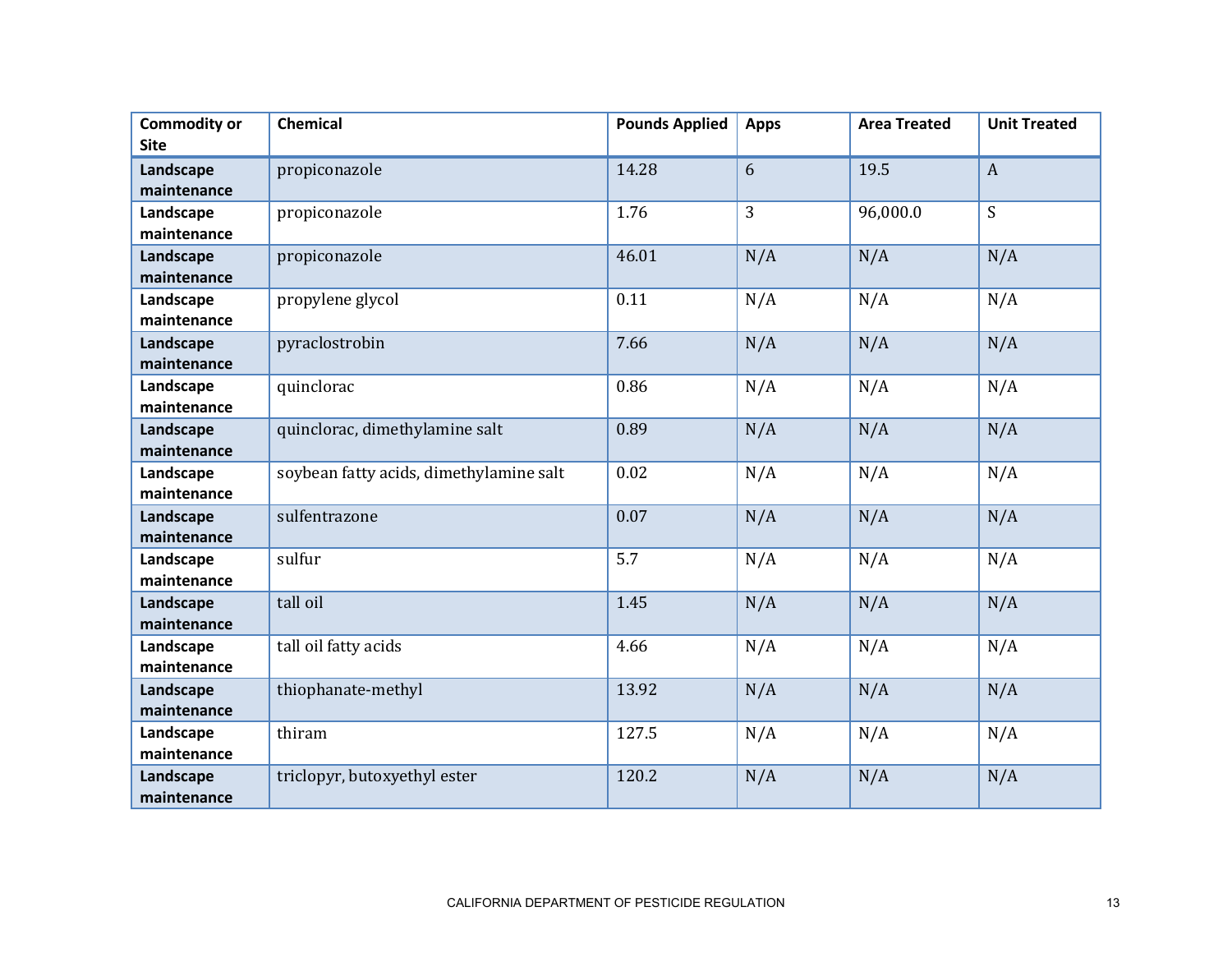| Commodity or Site | Chemical | Pounds Applied | Apps | Area Treated | Unit Treated |
|---|---|---|---|---|---|
| **Landscape maintenance** | propiconazole | 14.28 | 6 | 19.5 | A |
| **Landscape maintenance** | propiconazole | 1.76 | 3 | 96,000.0 | S |
| **Landscape maintenance** | propiconazole | 46.01 | N/A | N/A | N/A |
| **Landscape maintenance** | propylene glycol | 0.11 | N/A | N/A | N/A |
| **Landscape maintenance** | pyraclostrobin | 7.66 | N/A | N/A | N/A |
| **Landscape maintenance** | quinclorac | 0.86 | N/A | N/A | N/A |
| **Landscape maintenance** | quinclorac, dimethylamine salt | 0.89 | N/A | N/A | N/A |
| **Landscape maintenance** | soybean fatty acids, dimethylamine salt | 0.02 | N/A | N/A | N/A |
| **Landscape maintenance** | sulfentrazone | 0.07 | N/A | N/A | N/A |
| **Landscape maintenance** | sulfur | 5.7 | N/A | N/A | N/A |
| **Landscape maintenance** | tall oil | 1.45 | N/A | N/A | N/A |
| **Landscape maintenance** | tall oil fatty acids | 4.66 | N/A | N/A | N/A |
| **Landscape maintenance** | thiophanate-methyl | 13.92 | N/A | N/A | N/A |
| **Landscape maintenance** | thiram | 127.5 | N/A | N/A | N/A |
| **Landscape maintenance** | triclopyr, butoxyethyl ester | 120.2 | N/A | N/A | N/A |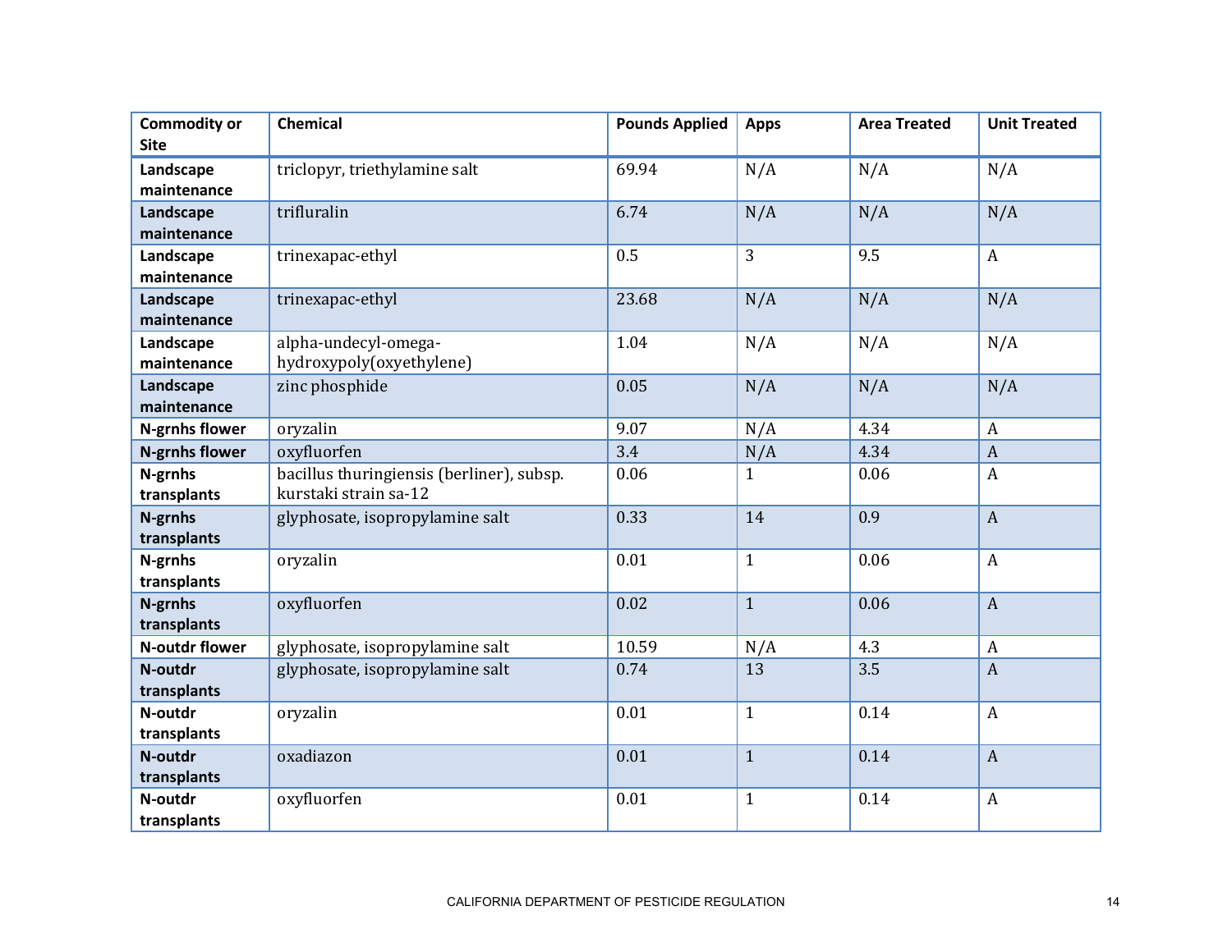| Commodity or Site | Chemical | Pounds Applied | Apps | Area Treated | Unit Treated |
|---|---|---|---|---|---|
| **Landscape maintenance** | triclopyr, triethylamine salt | 69.94 | N/A | N/A | N/A |
| **Landscape maintenance** | trifluralin | 6.74 | N/A | N/A | N/A |
| **Landscape maintenance** | trinexapac-ethyl | 0.5 | 3 | 9.5 | A |
| **Landscape maintenance** | trinexapac-ethyl | 23.68 | N/A | N/A | N/A |
| **Landscape maintenance** | alpha-undecyl-omega-hydroxypoly(oxyethylene) | 1.04 | N/A | N/A | N/A |
| **Landscape maintenance** | zinc phosphide | 0.05 | N/A | N/A | N/A |
| **N-grnhs flower** | oryzalin | 9.07 | N/A | 4.34 | A |
| **N-grnhs flower** | oxyfluorfen | 3.4 | N/A | 4.34 | A |
| **N-grnhs transplants** | bacillus thuringiensis (berliner), subsp. kurstaki strain sa-12 | 0.06 | 1 | 0.06 | A |
| **N-grnhs transplants** | glyphosate, isopropylamine salt | 0.33 | 14 | 0.9 | A |
| **N-grnhs transplants** | oryzalin | 0.01 | 1 | 0.06 | A |
| **N-grnhs transplants** | oxyfluorfen | 0.02 | 1 | 0.06 | A |
| **N-outdr flower** | glyphosate, isopropylamine salt | 10.59 | N/A | 4.3 | A |
| **N-outdr transplants** | glyphosate, isopropylamine salt | 0.74 | 13 | 3.5 | A |
| **N-outdr transplants** | oryzalin | 0.01 | 1 | 0.14 | A |
| **N-outdr transplants** | oxadiazon | 0.01 | 1 | 0.14 | A |
| **N-outdr transplants** | oxyfluorfen | 0.01 | 1 | 0.14 | A |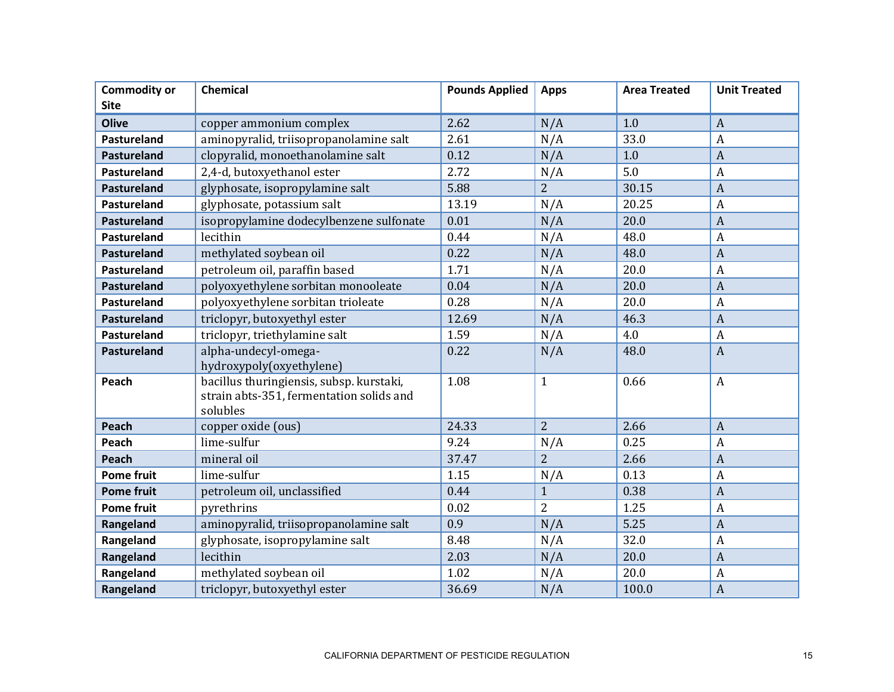| Commodity or Site | Chemical | Pounds Applied | Apps | Area Treated | Unit Treated |
|---|---|---|---|---|---|
| **Olive** | copper ammonium complex | 2.62 | N/A | 1.0 | A |
| **Pastureland** | aminopyralid, triisopropanolamine salt | 2.61 | N/A | 33.0 | A |
| **Pastureland** | clopyralid, monoethanolamine salt | 0.12 | N/A | 1.0 | A |
| **Pastureland** | 2,4-d, butoxyethanol ester | 2.72 | N/A | 5.0 | A |
| **Pastureland** | glyphosate, isopropylamine salt | 5.88 | 2 | 30.15 | A |
| **Pastureland** | glyphosate, potassium salt | 13.19 | N/A | 20.25 | A |
| **Pastureland** | isopropylamine dodecylbenzene sulfonate | 0.01 | N/A | 20.0 | A |
| **Pastureland** | lecithin | 0.44 | N/A | 48.0 | A |
| **Pastureland** | methylated soybean oil | 0.22 | N/A | 48.0 | A |
| **Pastureland** | petroleum oil, paraffin based | 1.71 | N/A | 20.0 | A |
| **Pastureland** | polyoxyethylene sorbitan monooleate | 0.04 | N/A | 20.0 | A |
| **Pastureland** | polyoxyethylene sorbitan trioleate | 0.28 | N/A | 20.0 | A |
| **Pastureland** | triclopyr, butoxyethyl ester | 12.69 | N/A | 46.3 | A |
| **Pastureland** | triclopyr, triethylamine salt | 1.59 | N/A | 4.0 | A |
| **Pastureland** | alpha-undecyl-omega-hydroxypoly(oxyethylene) | 0.22 | N/A | 48.0 | A |
| **Peach** | bacillus thuringiensis, subsp. kurstaki, strain abts-351, fermentation solids and solubles | 1.08 | 1 | 0.66 | A |
| **Peach** | copper oxide (ous) | 24.33 | 2 | 2.66 | A |
| **Peach** | lime-sulfur | 9.24 | N/A | 0.25 | A |
| **Peach** | mineral oil | 37.47 | 2 | 2.66 | A |
| **Pome fruit** | lime-sulfur | 1.15 | N/A | 0.13 | A |
| **Pome fruit** | petroleum oil, unclassified | 0.44 | 1 | 0.38 | A |
| **Pome fruit** | pyrethrins | 0.02 | 2 | 1.25 | A |
| **Rangeland** | aminopyralid, triisopropanolamine salt | 0.9 | N/A | 5.25 | A |
| **Rangeland** | glyphosate, isopropylamine salt | 8.48 | N/A | 32.0 | A |
| **Rangeland** | lecithin | 2.03 | N/A | 20.0 | A |
| **Rangeland** | methylated soybean oil | 1.02 | N/A | 20.0 | A |
| **Rangeland** | triclopyr, butoxyethyl ester | 36.69 | N/A | 100.0 | A |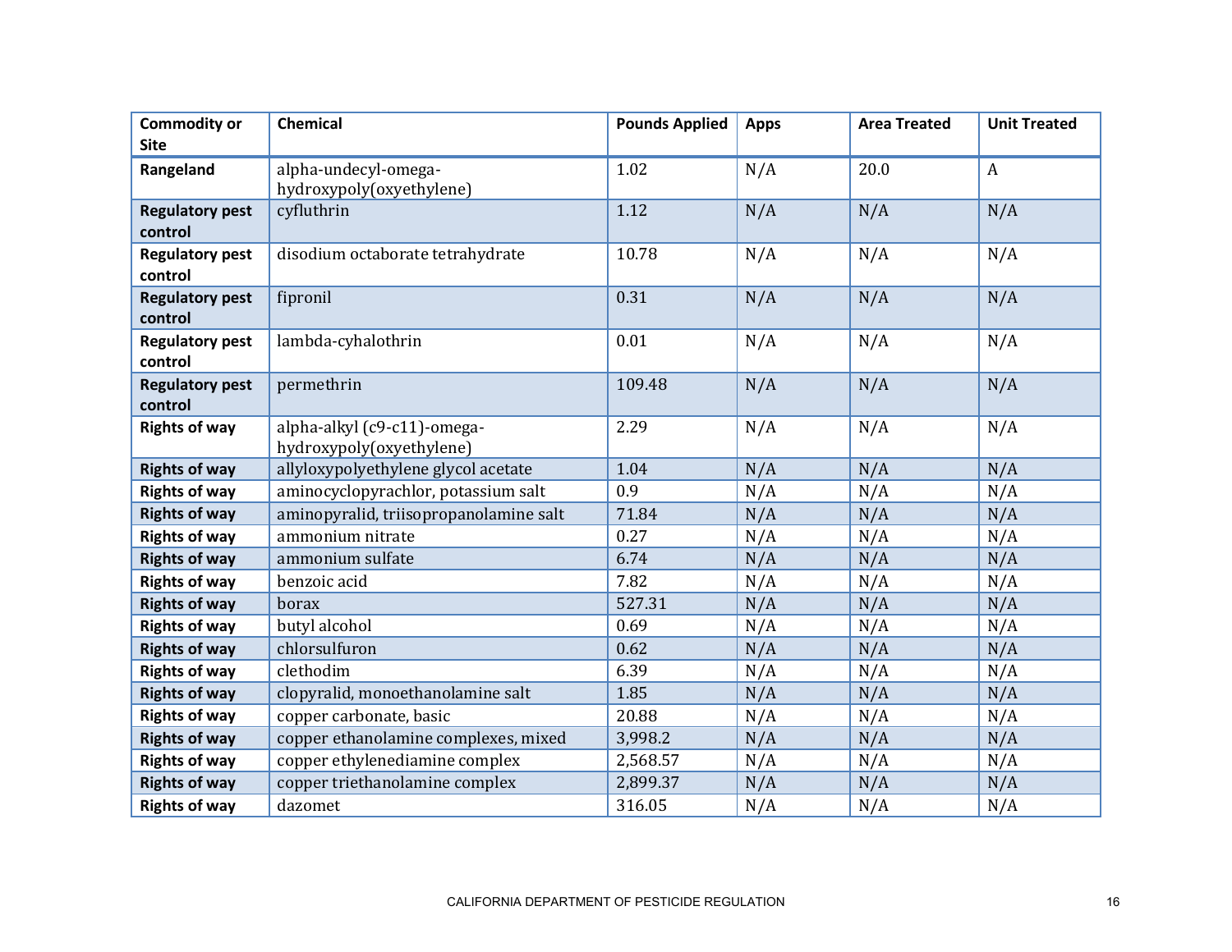| Commodity or Site | Chemical | Pounds Applied | Apps | Area Treated | Unit Treated |
|---|---|---|---|---|---|
| **Rangeland** | alpha-undecyl-omega-hydroxypoly(oxyethylene) | 1.02 | N/A | 20.0 | A |
| **Regulatory pest control** | cyfluthrin | 1.12 | N/A | N/A | N/A |
| **Regulatory pest control** | disodium octaborate tetrahydrate | 10.78 | N/A | N/A | N/A |
| **Regulatory pest control** | fipronil | 0.31 | N/A | N/A | N/A |
| **Regulatory pest control** | lambda-cyhalothrin | 0.01 | N/A | N/A | N/A |
| **Regulatory pest control** | permethrin | 109.48 | N/A | N/A | N/A |
| **Rights of way** | alpha-alkyl (c9-c11)-omega-hydroxypoly(oxyethylene) | 2.29 | N/A | N/A | N/A |
| **Rights of way** | allyloxypolyethylene glycol acetate | 1.04 | N/A | N/A | N/A |
| **Rights of way** | aminocyclopyrachlor, potassium salt | 0.9 | N/A | N/A | N/A |
| **Rights of way** | aminopyralid, triisopropanolamine salt | 71.84 | N/A | N/A | N/A |
| **Rights of way** | ammonium nitrate | 0.27 | N/A | N/A | N/A |
| **Rights of way** | ammonium sulfate | 6.74 | N/A | N/A | N/A |
| **Rights of way** | benzoic acid | 7.82 | N/A | N/A | N/A |
| **Rights of way** | borax | 527.31 | N/A | N/A | N/A |
| **Rights of way** | butyl alcohol | 0.69 | N/A | N/A | N/A |
| **Rights of way** | chlorsulfuron | 0.62 | N/A | N/A | N/A |
| **Rights of way** | clethodim | 6.39 | N/A | N/A | N/A |
| **Rights of way** | clopyralid, monoethanolamine salt | 1.85 | N/A | N/A | N/A |
| **Rights of way** | copper carbonate, basic | 20.88 | N/A | N/A | N/A |
| **Rights of way** | copper ethanolamine complexes, mixed | 3,998.2 | N/A | N/A | N/A |
| **Rights of way** | copper ethylenediamine complex | 2,568.57 | N/A | N/A | N/A |
| **Rights of way** | copper triethanolamine complex | 2,899.37 | N/A | N/A | N/A |
| **Rights of way** | dazomet | 316.05 | N/A | N/A | N/A |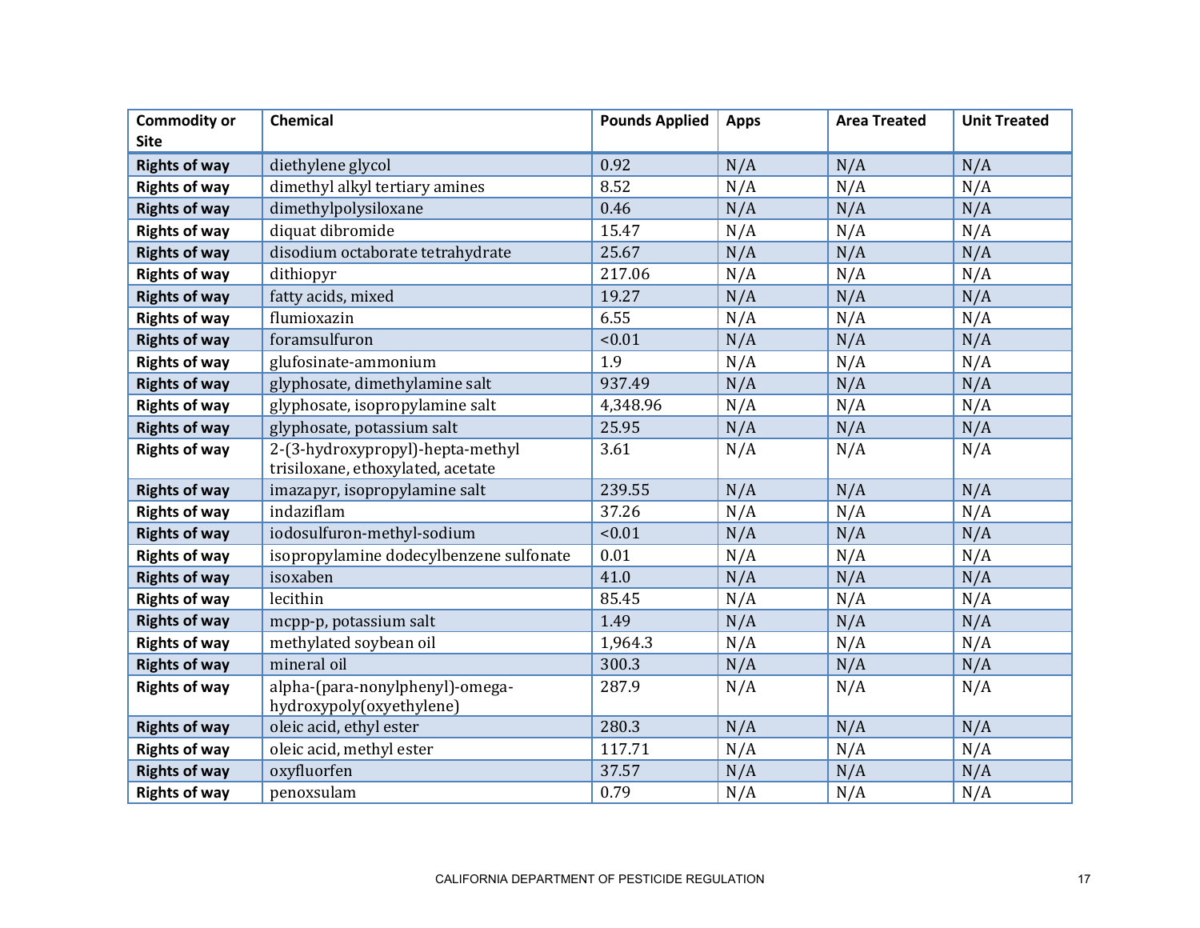| Commodity or Site | Chemical | Pounds Applied | Apps | Area Treated | Unit Treated |
|---|---|---|---|---|---|
| **Rights of way** | diethylene glycol | 0.92 | N/A | N/A | N/A |
| **Rights of way** | dimethyl alkyl tertiary amines | 8.52 | N/A | N/A | N/A |
| **Rights of way** | dimethylpolysiloxane | 0.46 | N/A | N/A | N/A |
| **Rights of way** | diquat dibromide | 15.47 | N/A | N/A | N/A |
| **Rights of way** | disodium octaborate tetrahydrate | 25.67 | N/A | N/A | N/A |
| **Rights of way** | dithiopyr | 217.06 | N/A | N/A | N/A |
| **Rights of way** | fatty acids, mixed | 19.27 | N/A | N/A | N/A |
| **Rights of way** | flumioxazin | 6.55 | N/A | N/A | N/A |
| **Rights of way** | foramsulfuron | <0.01 | N/A | N/A | N/A |
| **Rights of way** | glufosinate-ammonium | 1.9 | N/A | N/A | N/A |
| **Rights of way** | glyphosate, dimethylamine salt | 937.49 | N/A | N/A | N/A |
| **Rights of way** | glyphosate, isopropylamine salt | 4,348.96 | N/A | N/A | N/A |
| **Rights of way** | glyphosate, potassium salt | 25.95 | N/A | N/A | N/A |
| **Rights of way** | 2-(3-hydroxypropyl)-hepta-methyl trisiloxane, ethoxylated, acetate | 3.61 | N/A | N/A | N/A |
| **Rights of way** | imazapyr, isopropylamine salt | 239.55 | N/A | N/A | N/A |
| **Rights of way** | indaziflam | 37.26 | N/A | N/A | N/A |
| **Rights of way** | iodosulfuron-methyl-sodium | <0.01 | N/A | N/A | N/A |
| **Rights of way** | isopropylamine dodecylbenzene sulfonate | 0.01 | N/A | N/A | N/A |
| **Rights of way** | isoxaben | 41.0 | N/A | N/A | N/A |
| **Rights of way** | lecithin | 85.45 | N/A | N/A | N/A |
| **Rights of way** | mcpp-p, potassium salt | 1.49 | N/A | N/A | N/A |
| **Rights of way** | methylated soybean oil | 1,964.3 | N/A | N/A | N/A |
| **Rights of way** | mineral oil | 300.3 | N/A | N/A | N/A |
| **Rights of way** | alpha-(para-nonylphenyl)-omega-hydroxypoly(oxyethylene) | 287.9 | N/A | N/A | N/A |
| **Rights of way** | oleic acid, ethyl ester | 280.3 | N/A | N/A | N/A |
| **Rights of way** | oleic acid, methyl ester | 117.71 | N/A | N/A | N/A |
| **Rights of way** | oxyfluorfen | 37.57 | N/A | N/A | N/A |
| **Rights of way** | penoxsulam | 0.79 | N/A | N/A | N/A |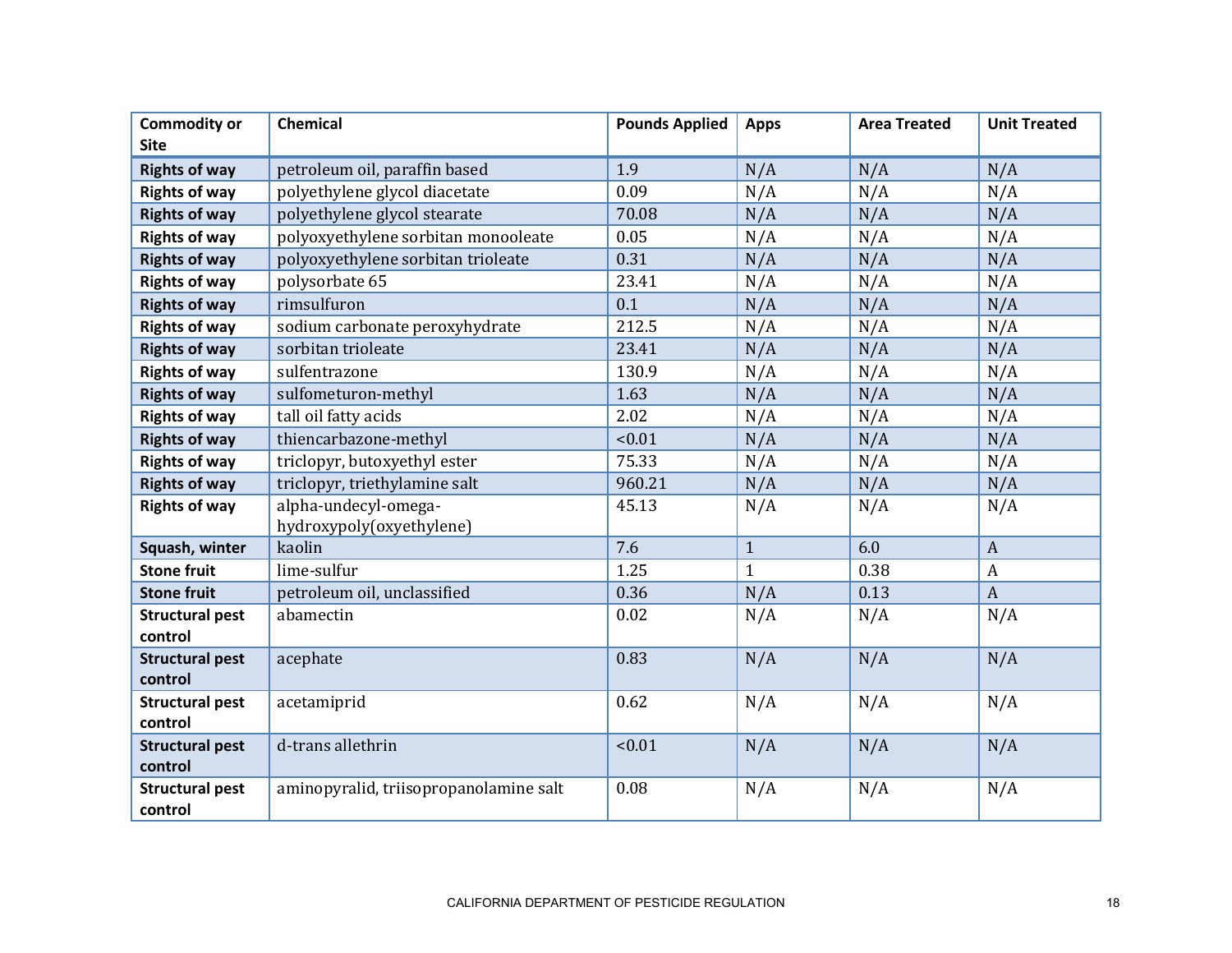| Commodity or Site | Chemical | Pounds Applied | Apps | Area Treated | Unit Treated |
|---|---|---|---|---|---|
| Rights of way | petroleum oil, paraffin based | 1.9 | N/A | N/A | N/A |
| Rights of way | polyethylene glycol diacetate | 0.09 | N/A | N/A | N/A |
| Rights of way | polyethylene glycol stearate | 70.08 | N/A | N/A | N/A |
| Rights of way | polyoxyethylene sorbitan monooleate | 0.05 | N/A | N/A | N/A |
| Rights of way | polyoxyethylene sorbitan trioleate | 0.31 | N/A | N/A | N/A |
| Rights of way | polysorbate 65 | 23.41 | N/A | N/A | N/A |
| Rights of way | rimsulfuron | 0.1 | N/A | N/A | N/A |
| Rights of way | sodium carbonate peroxyhydrate | 212.5 | N/A | N/A | N/A |
| Rights of way | sorbitan trioleate | 23.41 | N/A | N/A | N/A |
| Rights of way | sulfentrazone | 130.9 | N/A | N/A | N/A |
| Rights of way | sulfometuron-methyl | 1.63 | N/A | N/A | N/A |
| Rights of way | tall oil fatty acids | 2.02 | N/A | N/A | N/A |
| Rights of way | thiencarbazone-methyl | <0.01 | N/A | N/A | N/A |
| Rights of way | triclopyr, butoxyethyl ester | 75.33 | N/A | N/A | N/A |
| Rights of way | triclopyr, triethylamine salt | 960.21 | N/A | N/A | N/A |
| Rights of way | alpha-undecyl-omega-hydroxypoly(oxyethylene) | 45.13 | N/A | N/A | N/A |
| Squash, winter | kaolin | 7.6 | 1 | 6.0 | A |
| Stone fruit | lime-sulfur | 1.25 | 1 | 0.38 | A |
| Stone fruit | petroleum oil, unclassified | 0.36 | N/A | 0.13 | A |
| Structural pest control | abamectin | 0.02 | N/A | N/A | N/A |
| Structural pest control | acephate | 0.83 | N/A | N/A | N/A |
| Structural pest control | acetamiprid | 0.62 | N/A | N/A | N/A |
| Structural pest control | d-trans allethrin | <0.01 | N/A | N/A | N/A |
| Structural pest control | aminopyralid, triisopropanolamine salt | 0.08 | N/A | N/A | N/A |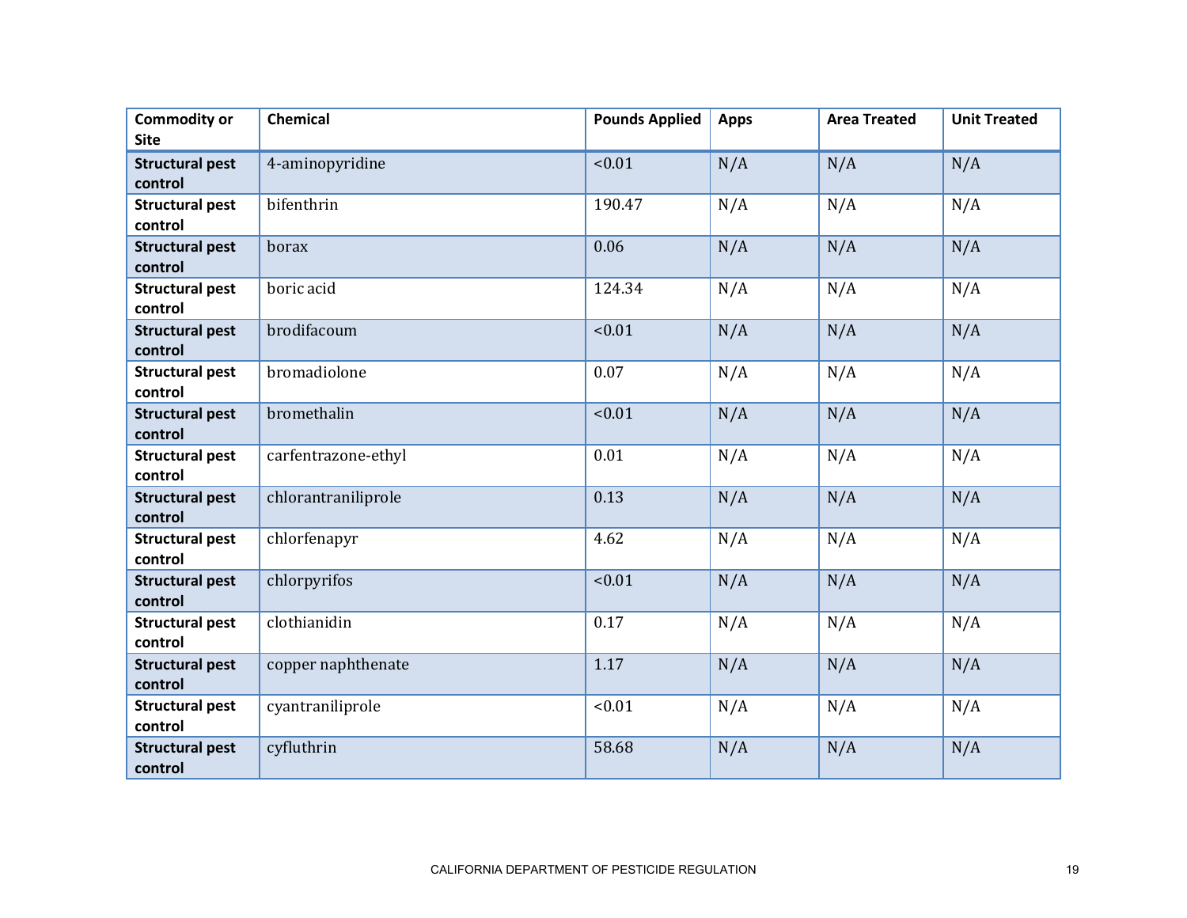| Commodity or Site | Chemical | Pounds Applied | Apps | Area Treated | Unit Treated |
|---|---|---|---|---|---|
| **Structural pest control** | 4-aminopyridine | <0.01 | N/A | N/A | N/A |
| **Structural pest control** | bifenthrin | 190.47 | N/A | N/A | N/A |
| **Structural pest control** | borax | 0.06 | N/A | N/A | N/A |
| **Structural pest control** | boric acid | 124.34 | N/A | N/A | N/A |
| **Structural pest control** | brodifacoum | <0.01 | N/A | N/A | N/A |
| **Structural pest control** | bromadiolone | 0.07 | N/A | N/A | N/A |
| **Structural pest control** | bromethalin | <0.01 | N/A | N/A | N/A |
| **Structural pest control** | carfentrazone-ethyl | 0.01 | N/A | N/A | N/A |
| **Structural pest control** | chlorantraniliprole | 0.13 | N/A | N/A | N/A |
| **Structural pest control** | chlorfenapyr | 4.62 | N/A | N/A | N/A |
| **Structural pest control** | chlorpyrifos | <0.01 | N/A | N/A | N/A |
| **Structural pest control** | clothianidin | 0.17 | N/A | N/A | N/A |
| **Structural pest control** | copper naphthenate | 1.17 | N/A | N/A | N/A |
| **Structural pest control** | cyantraniliprole | <0.01 | N/A | N/A | N/A |
| **Structural pest control** | cyfluthrin | 58.68 | N/A | N/A | N/A |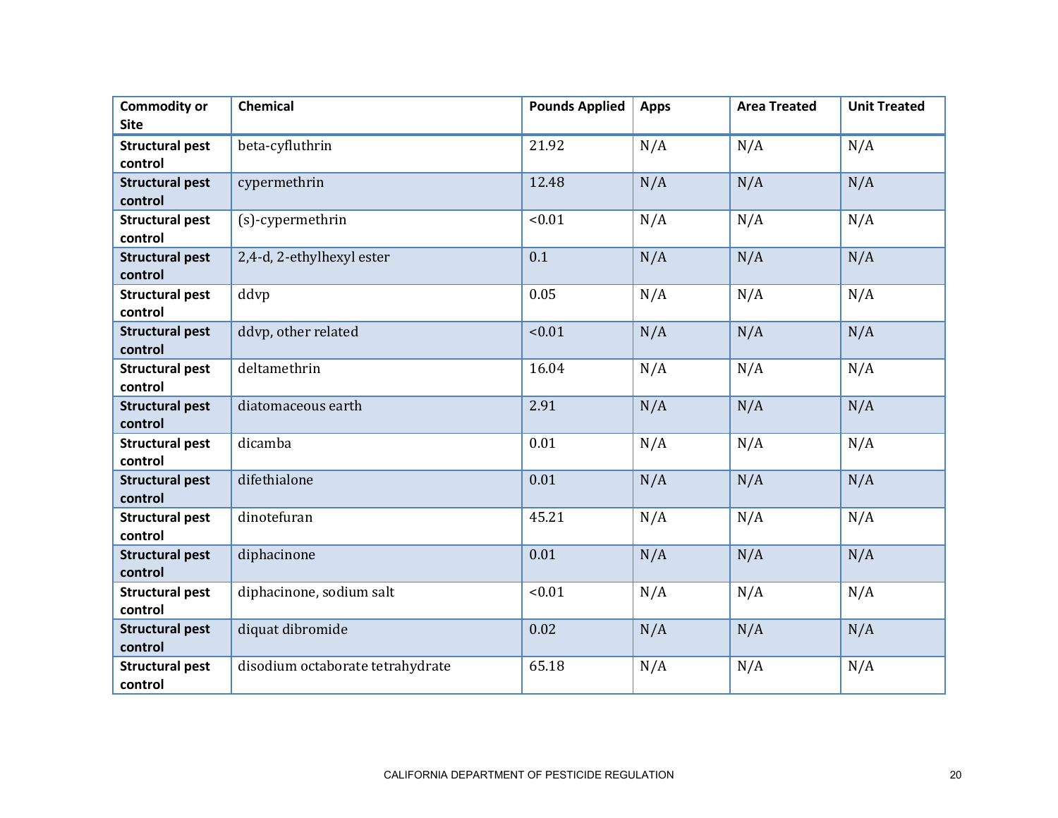| Commodity or Site | Chemical | Pounds Applied | Apps | Area Treated | Unit Treated |
|---|---|---|---|---|---|
| **Structural pest control** | beta-cyfluthrin | 21.92 | N/A | N/A | N/A |
| **Structural pest control** | cypermethrin | 12.48 | N/A | N/A | N/A |
| **Structural pest control** | (s)-cypermethrin | <0.01 | N/A | N/A | N/A |
| **Structural pest control** | 2,4-d, 2-ethylhexyl ester | 0.1 | N/A | N/A | N/A |
| **Structural pest control** | ddvp | 0.05 | N/A | N/A | N/A |
| **Structural pest control** | ddvp, other related | <0.01 | N/A | N/A | N/A |
| **Structural pest control** | deltamethrin | 16.04 | N/A | N/A | N/A |
| **Structural pest control** | diatomaceous earth | 2.91 | N/A | N/A | N/A |
| **Structural pest control** | dicamba | 0.01 | N/A | N/A | N/A |
| **Structural pest control** | difethialone | 0.01 | N/A | N/A | N/A |
| **Structural pest control** | dinotefuran | 45.21 | N/A | N/A | N/A |
| **Structural pest control** | diphacinone | 0.01 | N/A | N/A | N/A |
| **Structural pest control** | diphacinone, sodium salt | <0.01 | N/A | N/A | N/A |
| **Structural pest control** | diquat dibromide | 0.02 | N/A | N/A | N/A |
| **Structural pest control** | disodium octaborate tetrahydrate | 65.18 | N/A | N/A | N/A |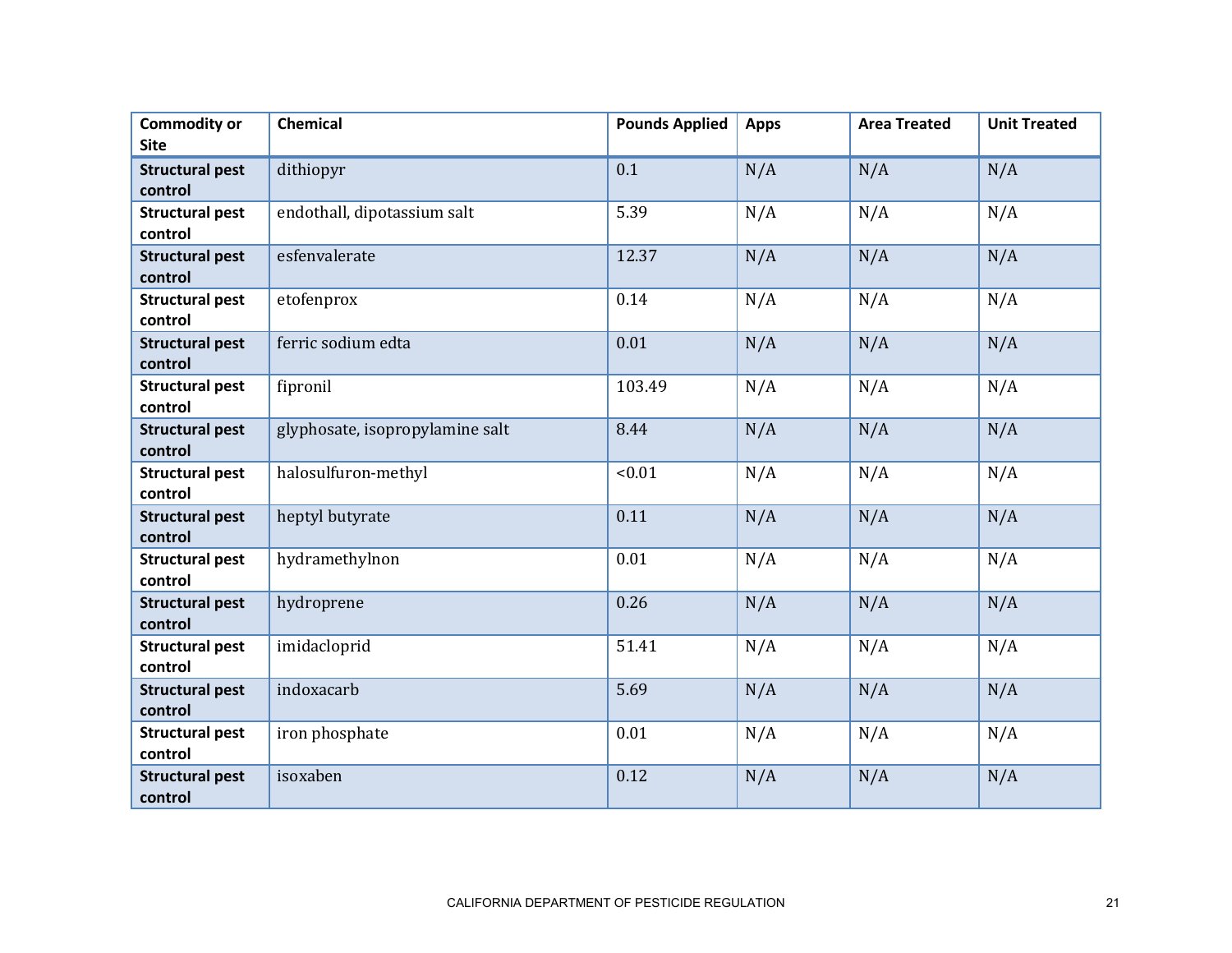| Commodity or Site | Chemical | Pounds Applied | Apps | Area Treated | Unit Treated |
|---|---|---|---|---|---|
| **Structural pest control** | dithiopyr | 0.1 | N/A | N/A | N/A |
| **Structural pest control** | endothall, dipotassium salt | 5.39 | N/A | N/A | N/A |
| **Structural pest control** | esfenvalerate | 12.37 | N/A | N/A | N/A |
| **Structural pest control** | etofenprox | 0.14 | N/A | N/A | N/A |
| **Structural pest control** | ferric sodium edta | 0.01 | N/A | N/A | N/A |
| **Structural pest control** | fipronil | 103.49 | N/A | N/A | N/A |
| **Structural pest control** | glyphosate, isopropylamine salt | 8.44 | N/A | N/A | N/A |
| **Structural pest control** | halosulfuron-methyl | <0.01 | N/A | N/A | N/A |
| **Structural pest control** | heptyl butyrate | 0.11 | N/A | N/A | N/A |
| **Structural pest control** | hydramethylnon | 0.01 | N/A | N/A | N/A |
| **Structural pest control** | hydroprene | 0.26 | N/A | N/A | N/A |
| **Structural pest control** | imidacloprid | 51.41 | N/A | N/A | N/A |
| **Structural pest control** | indoxacarb | 5.69 | N/A | N/A | N/A |
| **Structural pest control** | iron phosphate | 0.01 | N/A | N/A | N/A |
| **Structural pest control** | isoxaben | 0.12 | N/A | N/A | N/A |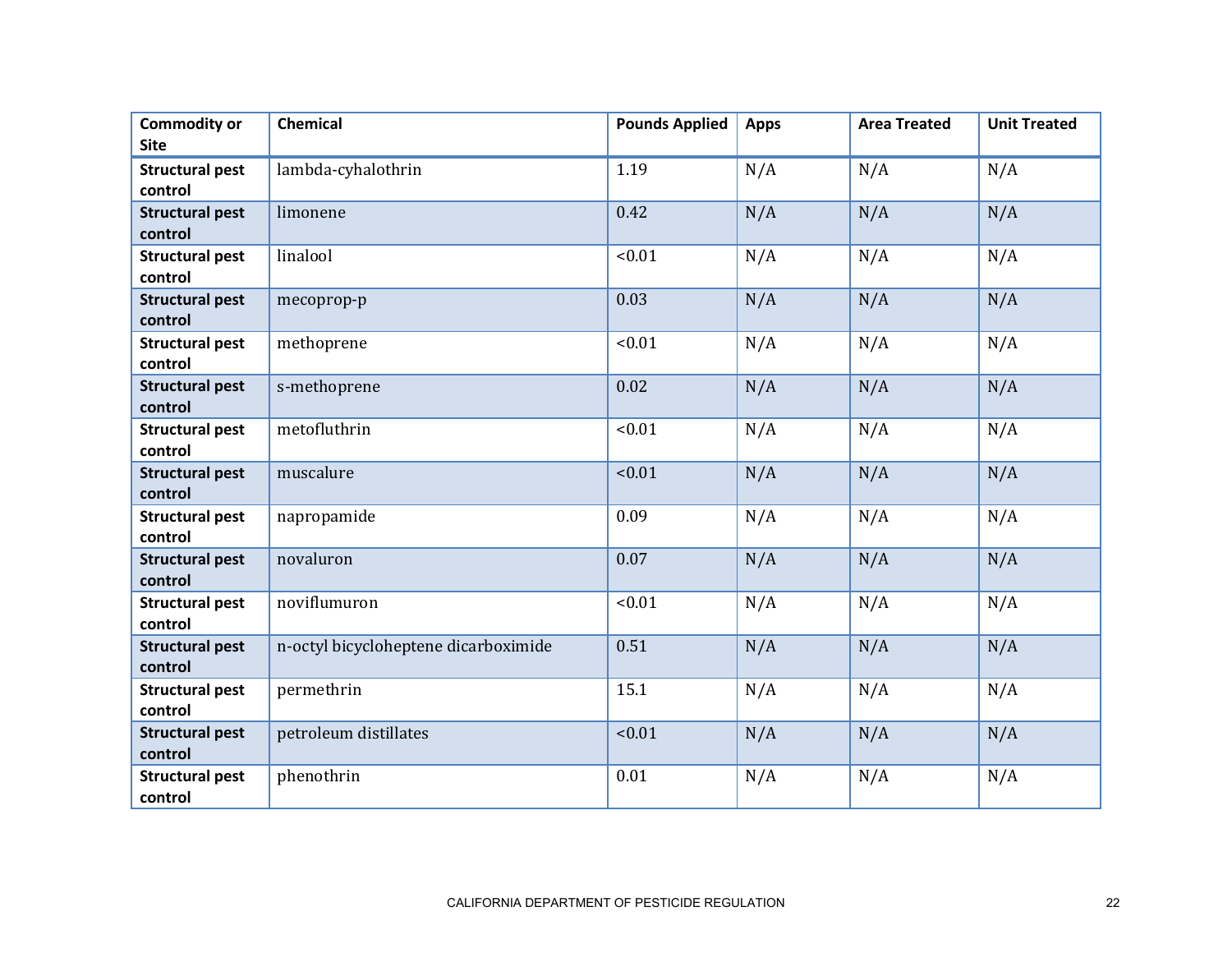| Commodity or Site | Chemical | Pounds Applied | Apps | Area Treated | Unit Treated |
|---|---|---|---|---|---|
| **Structural pest control** | lambda-cyhalothrin | 1.19 | N/A | N/A | N/A |
| **Structural pest control** | limonene | 0.42 | N/A | N/A | N/A |
| **Structural pest control** | linalool | <0.01 | N/A | N/A | N/A |
| **Structural pest control** | mecoprop-p | 0.03 | N/A | N/A | N/A |
| **Structural pest control** | methoprene | <0.01 | N/A | N/A | N/A |
| **Structural pest control** | s-methoprene | 0.02 | N/A | N/A | N/A |
| **Structural pest control** | metofluthrin | <0.01 | N/A | N/A | N/A |
| **Structural pest control** | muscalure | <0.01 | N/A | N/A | N/A |
| **Structural pest control** | napropamide | 0.09 | N/A | N/A | N/A |
| **Structural pest control** | novaluron | 0.07 | N/A | N/A | N/A |
| **Structural pest control** | noviflumuron | <0.01 | N/A | N/A | N/A |
| **Structural pest control** | n-octyl bicycloheptene dicarboximide | 0.51 | N/A | N/A | N/A |
| **Structural pest control** | permethrin | 15.1 | N/A | N/A | N/A |
| **Structural pest control** | petroleum distillates | <0.01 | N/A | N/A | N/A |
| **Structural pest control** | phenothrin | 0.01 | N/A | N/A | N/A |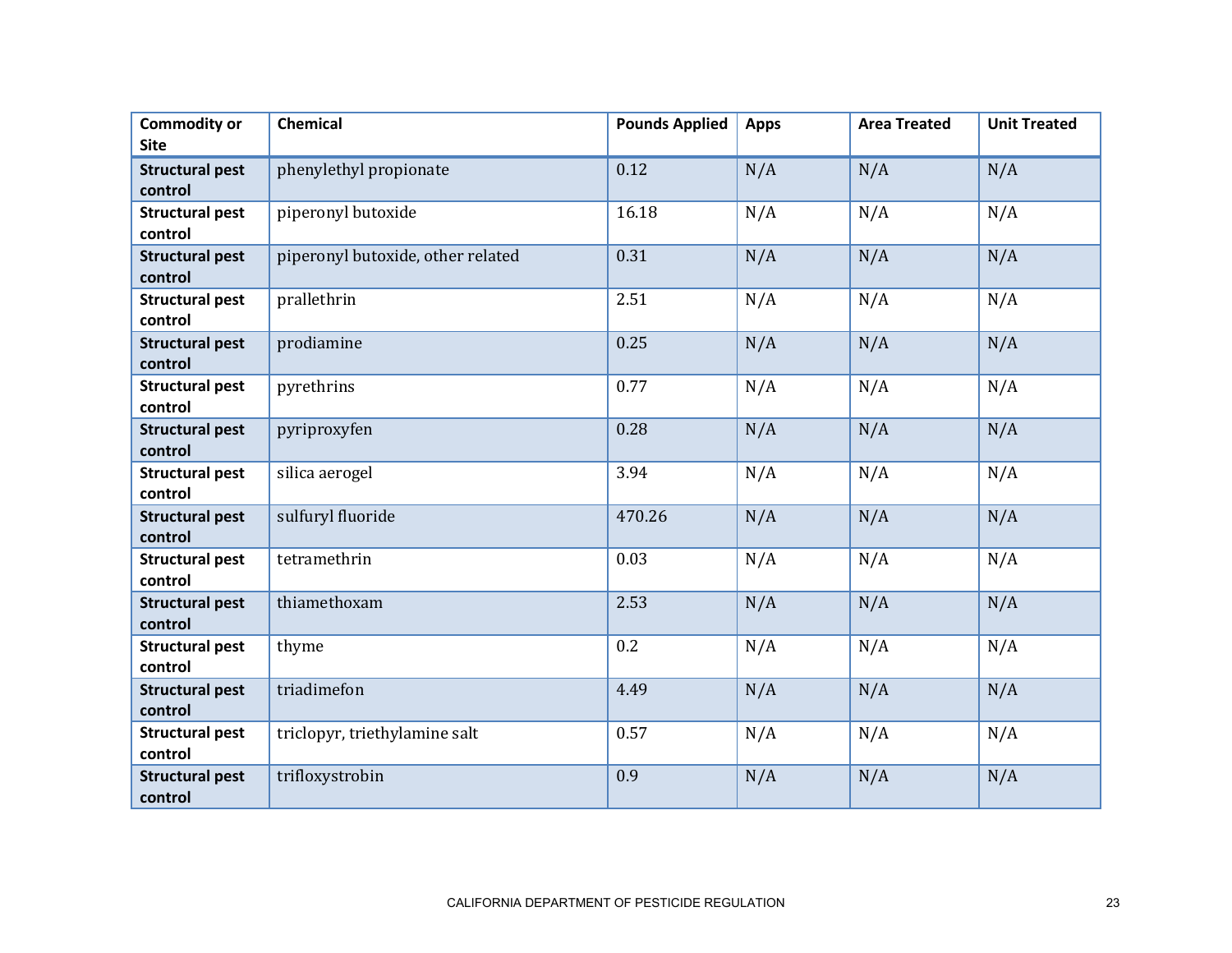| Commodity or Site | Chemical | Pounds Applied | Apps | Area Treated | Unit Treated |
|---|---|---|---|---|---|
| **Structural pest control** | phenylethyl propionate | 0.12 | N/A | N/A | N/A |
| **Structural pest control** | piperonyl butoxide | 16.18 | N/A | N/A | N/A |
| **Structural pest control** | piperonyl butoxide, other related | 0.31 | N/A | N/A | N/A |
| **Structural pest control** | prallethrin | 2.51 | N/A | N/A | N/A |
| **Structural pest control** | prodiamine | 0.25 | N/A | N/A | N/A |
| **Structural pest control** | pyrethrins | 0.77 | N/A | N/A | N/A |
| **Structural pest control** | pyriproxyfen | 0.28 | N/A | N/A | N/A |
| **Structural pest control** | silica aerogel | 3.94 | N/A | N/A | N/A |
| **Structural pest control** | sulfuryl fluoride | 470.26 | N/A | N/A | N/A |
| **Structural pest control** | tetramethrin | 0.03 | N/A | N/A | N/A |
| **Structural pest control** | thiamethoxam | 2.53 | N/A | N/A | N/A |
| **Structural pest control** | thyme | 0.2 | N/A | N/A | N/A |
| **Structural pest control** | triadimefon | 4.49 | N/A | N/A | N/A |
| **Structural pest control** | triclopyr, triethylamine salt | 0.57 | N/A | N/A | N/A |
| **Structural pest control** | trifloxystrobin | 0.9 | N/A | N/A | N/A |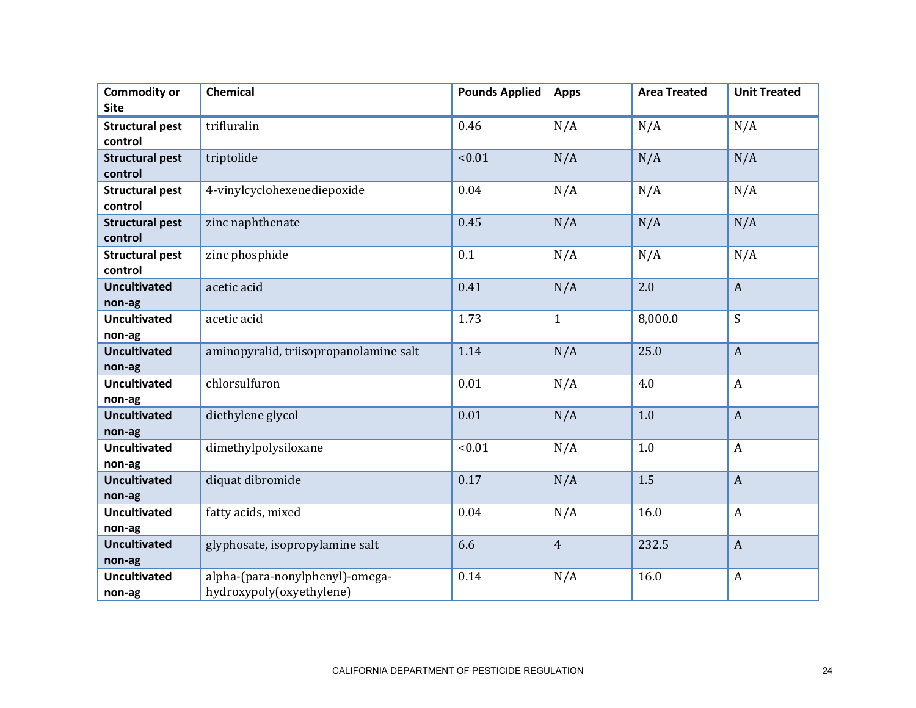| Commodity or Site | Chemical | Pounds Applied | Apps | Area Treated | Unit Treated |
|---|---|---|---|---|---|
| **Structural pest control** | trifluralin | 0.46 | N/A | N/A | N/A |
| **Structural pest control** | triptolide | <0.01 | N/A | N/A | N/A |
| **Structural pest control** | 4-vinylcyclohexenediepoxide | 0.04 | N/A | N/A | N/A |
| **Structural pest control** | zinc naphthenate | 0.45 | N/A | N/A | N/A |
| **Structural pest control** | zinc phosphide | 0.1 | N/A | N/A | N/A |
| **Uncultivated non-ag** | acetic acid | 0.41 | N/A | 2.0 | A |
| **Uncultivated non-ag** | acetic acid | 1.73 | 1 | 8,000.0 | S |
| **Uncultivated non-ag** | aminopyralid, triisopropanolamine salt | 1.14 | N/A | 25.0 | A |
| **Uncultivated non-ag** | chlorsulfuron | 0.01 | N/A | 4.0 | A |
| **Uncultivated non-ag** | diethylene glycol | 0.01 | N/A | 1.0 | A |
| **Uncultivated non-ag** | dimethylpolysiloxane | <0.01 | N/A | 1.0 | A |
| **Uncultivated non-ag** | diquat dibromide | 0.17 | N/A | 1.5 | A |
| **Uncultivated non-ag** | fatty acids, mixed | 0.04 | N/A | 16.0 | A |
| **Uncultivated non-ag** | glyphosate, isopropylamine salt | 6.6 | 4 | 232.5 | A |
| **Uncultivated non-ag** | alpha-(para-nonylphenyl)-omega-hydroxypoly(oxyethylene) | 0.14 | N/A | 16.0 | A |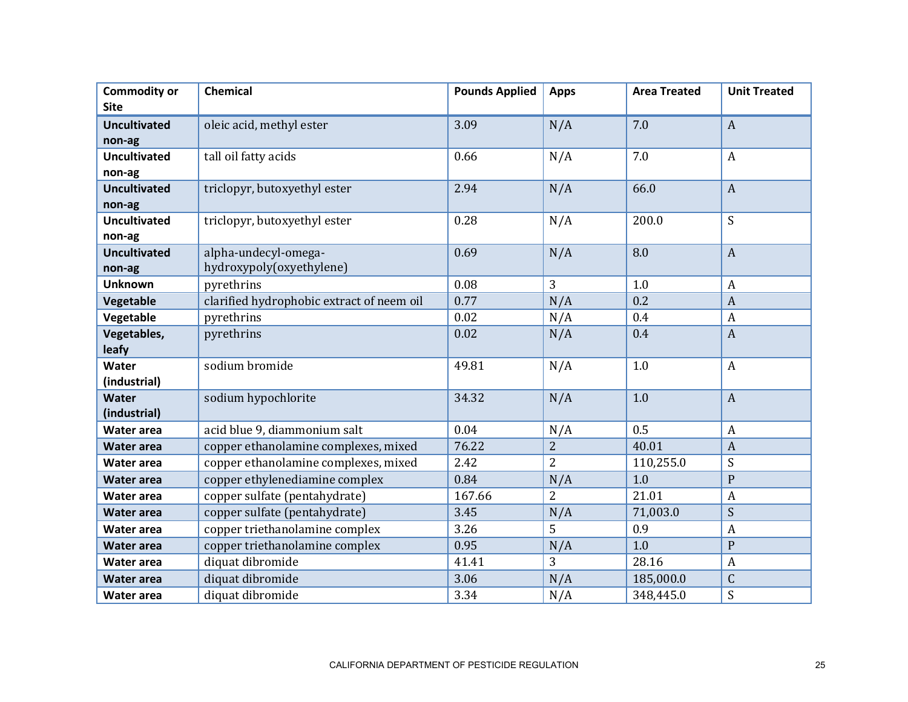| Commodity or Site | Chemical | Pounds Applied | Apps | Area Treated | Unit Treated |
|---|---|---|---|---|---|
| **Uncultivated non-ag** | oleic acid, methyl ester | 3.09 | N/A | 7.0 | A |
| **Uncultivated non-ag** | tall oil fatty acids | 0.66 | N/A | 7.0 | A |
| **Uncultivated non-ag** | triclopyr, butoxyethyl ester | 2.94 | N/A | 66.0 | A |
| **Uncultivated non-ag** | triclopyr, butoxyethyl ester | 0.28 | N/A | 200.0 | S |
| **Uncultivated non-ag** | alpha-undecyl-omega-hydroxypoly(oxyethylene) | 0.69 | N/A | 8.0 | A |
| **Unknown** | pyrethrins | 0.08 | 3 | 1.0 | A |
| **Vegetable** | clarified hydrophobic extract of neem oil | 0.77 | N/A | 0.2 | A |
| **Vegetable** | pyrethrins | 0.02 | N/A | 0.4 | A |
| **Vegetables, leafy** | pyrethrins | 0.02 | N/A | 0.4 | A |
| **Water (industrial)** | sodium bromide | 49.81 | N/A | 1.0 | A |
| **Water (industrial)** | sodium hypochlorite | 34.32 | N/A | 1.0 | A |
| **Water area** | acid blue 9, diammonium salt | 0.04 | N/A | 0.5 | A |
| **Water area** | copper ethanolamine complexes, mixed | 76.22 | 2 | 40.01 | A |
| **Water area** | copper ethanolamine complexes, mixed | 2.42 | 2 | 110,255.0 | S |
| **Water area** | copper ethylenediamine complex | 0.84 | N/A | 1.0 | P |
| **Water area** | copper sulfate (pentahydrate) | 167.66 | 2 | 21.01 | A |
| **Water area** | copper sulfate (pentahydrate) | 3.45 | N/A | 71,003.0 | S |
| **Water area** | copper triethanolamine complex | 3.26 | 5 | 0.9 | A |
| **Water area** | copper triethanolamine complex | 0.95 | N/A | 1.0 | P |
| **Water area** | diquat dibromide | 41.41 | 3 | 28.16 | A |
| **Water area** | diquat dibromide | 3.06 | N/A | 185,000.0 | C |
| **Water area** | diquat dibromide | 3.34 | N/A | 348,445.0 | S |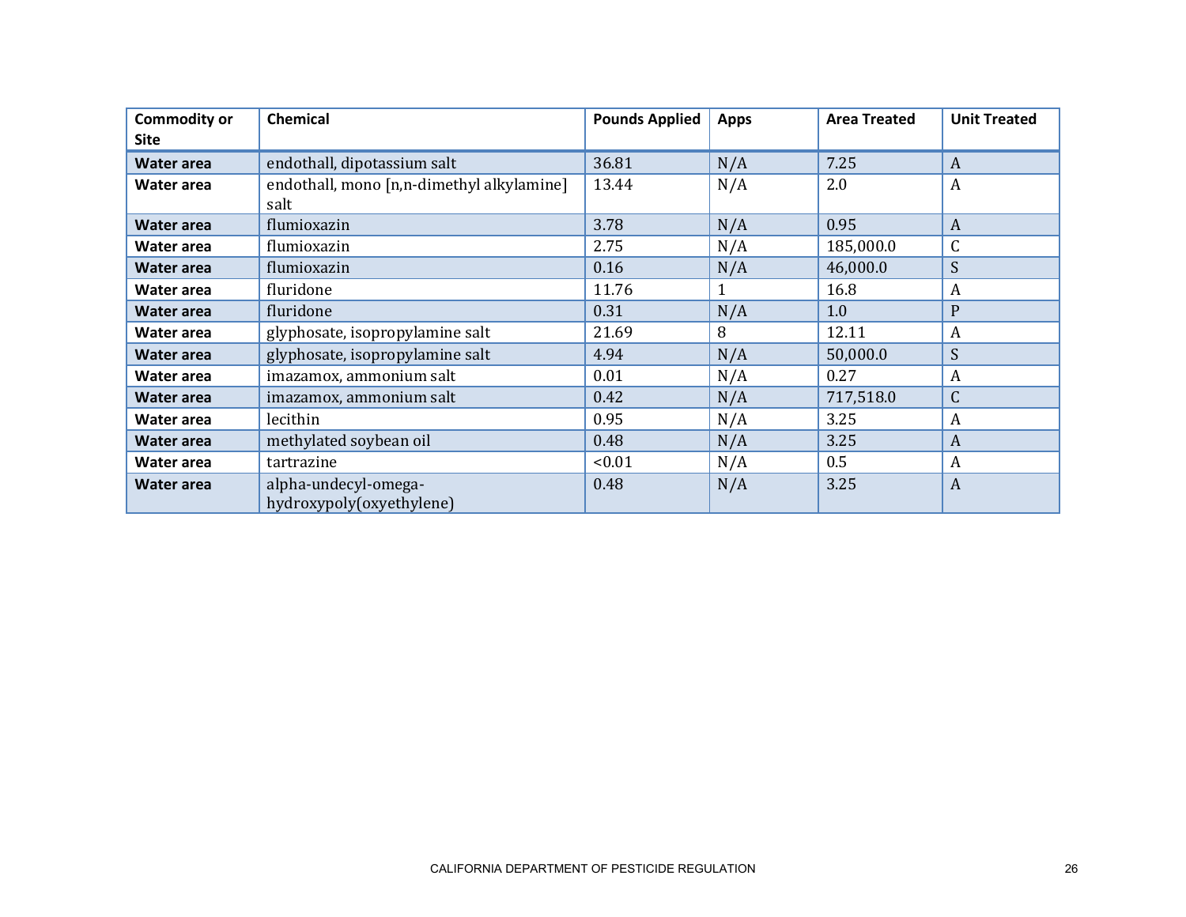| Commodity or Site | Chemical | Pounds Applied | Apps | Area Treated | Unit Treated |
|---|---|---|---|---|---|
| **Water area** | endothall, dipotassium salt | 36.81 | N/A | 7.25 | A |
| **Water area** | endothall, mono [n,n-dimethyl alkylamine] salt | 13.44 | N/A | 2.0 | A |
| **Water area** | flumioxazin | 3.78 | N/A | 0.95 | A |
| **Water area** | flumioxazin | 2.75 | N/A | 185,000.0 | C |
| **Water area** | flumioxazin | 0.16 | N/A | 46,000.0 | S |
| **Water area** | fluridone | 11.76 | 1 | 16.8 | A |
| **Water area** | fluridone | 0.31 | N/A | 1.0 | P |
| **Water area** | glyphosate, isopropylamine salt | 21.69 | 8 | 12.11 | A |
| **Water area** | glyphosate, isopropylamine salt | 4.94 | N/A | 50,000.0 | S |
| **Water area** | imazamox, ammonium salt | 0.01 | N/A | 0.27 | A |
| **Water area** | imazamox, ammonium salt | 0.42 | N/A | 717,518.0 | C |
| **Water area** | lecithin | 0.95 | N/A | 3.25 | A |
| **Water area** | methylated soybean oil | 0.48 | N/A | 3.25 | A |
| **Water area** | tartrazine | <0.01 | N/A | 0.5 | A |
| **Water area** | alpha-undecyl-omega-hydroxypoly(oxyethylene) | 0.48 | N/A | 3.25 | A |